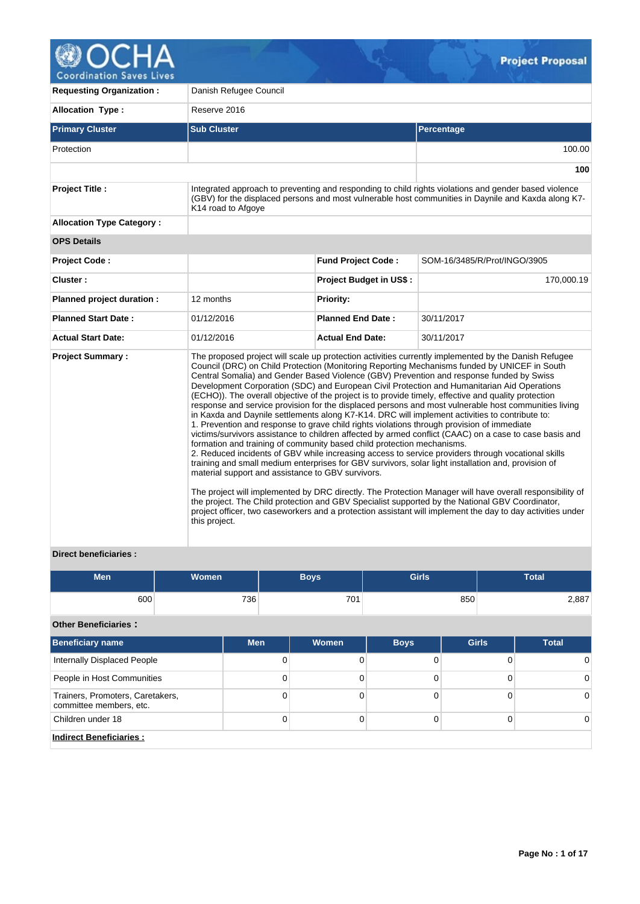# Project Proposal

| | | | |
|---|---|---|---|
| **Requesting Organization :** | Danish Refugee Council | | |
| **Allocation Type :** | Reserve 2016 | | |

| Primary Cluster | Sub Cluster | Percentage |
|---|---|---|
| Protection | | 100.00 |
| | | **100** |

| | |
|---|---|
| **Project Title :** | Integrated approach to preventing and responding to child rights violations and gender based violence (GBV) for the displaced persons and most vulnerable host communities in Daynile and Kaxda along K7-K14 road to Afgoye |
| **Allocation Type Category :** | |

**OPS Details**

| | | | |
|---|---|---|---|
| **Project Code :** | | **Fund Project Code :** | SOM-16/3485/R/Prot/INGO/3905 |
| **Cluster :** | | **Project Budget in US$ :** | 170,000.19 |
| **Planned project duration :** | 12 months | **Priority:** | |
| **Planned Start Date :** | 01/12/2016 | **Planned End Date :** | 30/11/2017 |
| **Actual Start Date:** | 01/12/2016 | **Actual End Date:** | 30/11/2017 |

**Project Summary :**

The proposed project will scale up protection activities currently implemented by the Danish Refugee Council (DRC) on Child Protection (Monitoring Reporting Mechanisms funded by UNICEF in South Central Somalia) and Gender Based Violence (GBV) Prevention and response funded by Swiss Development Corporation (SDC) and European Civil Protection and Humanitarian Aid Operations (ECHO)). The overall objective of the project is to provide timely, effective and quality protection response and service provision for the displaced persons and most vulnerable host communities living in Kaxda and Daynile settlements along K7-K14. DRC will implement activities to contribute to:
1. Prevention and response to grave child rights violations through provision of immediate victims/survivors assistance to children affected by armed conflict (CAAC) on a case to case basis and formation and training of community based child protection mechanisms.
2. Reduced incidents of GBV while increasing access to service providers through vocational skills training and small medium enterprises for GBV survivors, solar light installation and, provision of material support and assistance to GBV survivors.

The project will implemented by DRC directly. The Protection Manager will have overall responsibility of the project. The Child protection and GBV Specialist supported by the National GBV Coordinator, project officer, two caseworkers and a protection assistant will implement the day to day activities under this project.

**Direct beneficiaries :**

| Men | Women | Boys | Girls | Total |
|---|---|---|---|---|
| 600 | 736 | 701 | 850 | 2,887 |

**Other Beneficiaries :**

| Beneficiary name | Men | Women | Boys | Girls | Total |
|---|---|---|---|---|---|
| Internally Displaced People | 0 | 0 | 0 | 0 | 0 |
| People in Host Communities | 0 | 0 | 0 | 0 | 0 |
| Trainers, Promoters, Caretakers, committee members, etc. | 0 | 0 | 0 | 0 | 0 |
| Children under 18 | 0 | 0 | 0 | 0 | 0 |

**Indirect Beneficiaries :**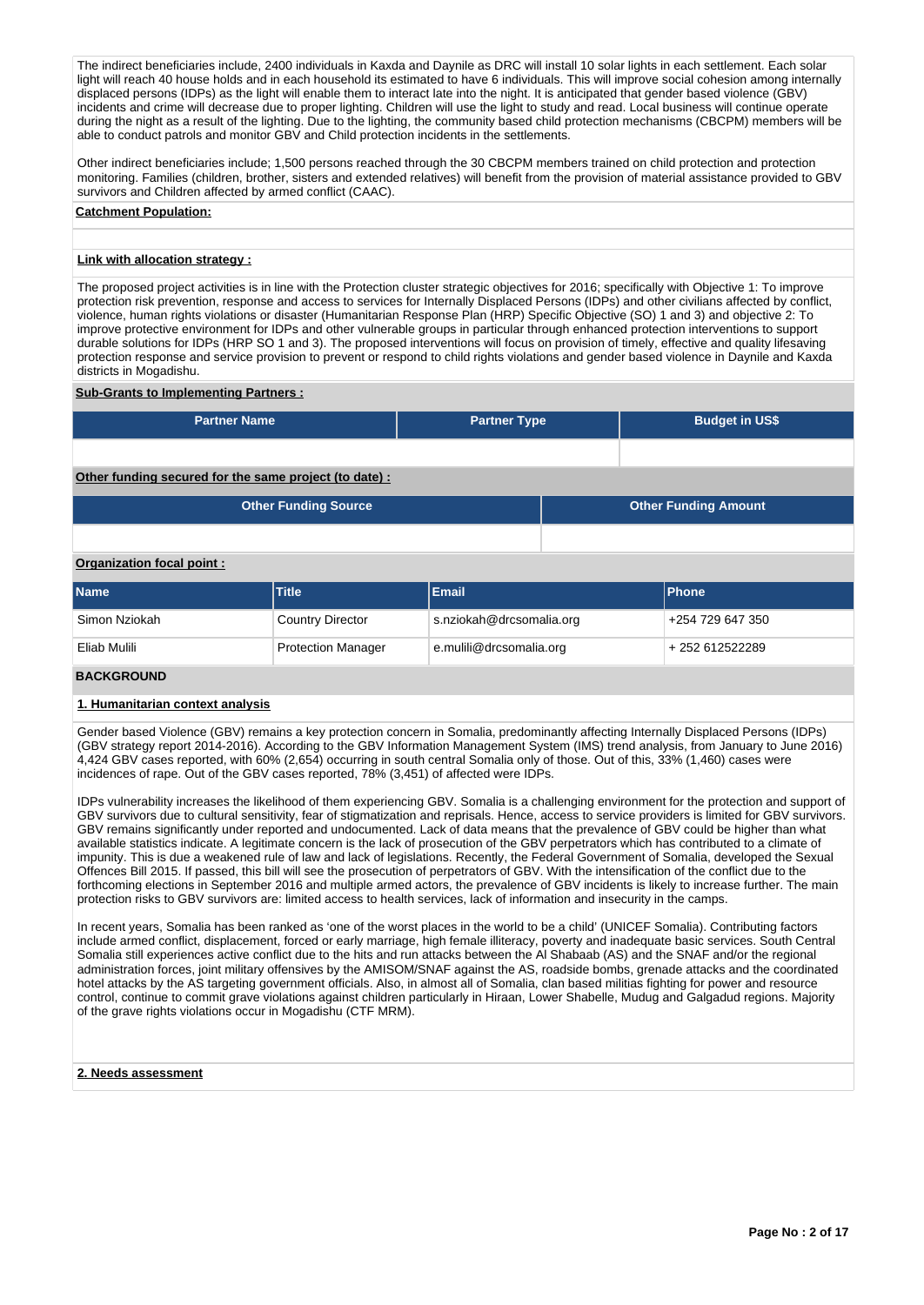The indirect beneficiaries include, 2400 individuals in Kaxda and Daynile as DRC will install 10 solar lights in each settlement. Each solar light will reach 40 house holds and in each household its estimated to have 6 individuals. This will improve social cohesion among internally displaced persons (IDPs) as the light will enable them to interact late into the night. It is anticipated that gender based violence (GBV) incidents and crime will decrease due to proper lighting. Children will use the light to study and read. Local business will continue operate during the night as a result of the lighting. Due to the lighting, the community based child protection mechanisms (CBCPM) members will be able to conduct patrols and monitor GBV and Child protection incidents in the settlements.

Other indirect beneficiaries include; 1,500 persons reached through the 30 CBCPM members trained on child protection and protection monitoring. Families (children, brother, sisters and extended relatives) will benefit from the provision of material assistance provided to GBV survivors and Children affected by armed conflict (CAAC).

**Catchment Population:**

**Link with allocation strategy :**

The proposed project activities is in line with the Protection cluster strategic objectives for 2016; specifically with Objective 1: To improve protection risk prevention, response and access to services for Internally Displaced Persons (IDPs) and other civilians affected by conflict, violence, human rights violations or disaster (Humanitarian Response Plan (HRP) Specific Objective (SO) 1 and 3) and objective 2: To improve protective environment for IDPs and other vulnerable groups in particular through enhanced protection interventions to support durable solutions for IDPs (HRP SO 1 and 3). The proposed interventions will focus on provision of timely, effective and quality lifesaving protection response and service provision to prevent or respond to child rights violations and gender based violence in Daynile and Kaxda districts in Mogadishu.

**Sub-Grants to Implementing Partners :**

| Partner Name | Partner Type | Budget in US$ |
|---|---|---|
| | | |

**Other funding secured for the same project (to date) :**

| Other Funding Source | Other Funding Amount |
|---|---|
| | |

**Organization focal point :**

| Name | Title | Email | Phone |
|---|---|---|---|
| Simon Nziokah | Country Director | s.nziokah@drcsomalia.org | +254 729 647 350 |
| Eliab Mulili | Protection Manager | e.mulili@drcsomalia.org | + 252 612522289 |

## BACKGROUND

### 1. Humanitarian context analysis

Gender based Violence (GBV) remains a key protection concern in Somalia, predominantly affecting Internally Displaced Persons (IDPs) (GBV strategy report 2014-2016). According to the GBV Information Management System (IMS) trend analysis, from January to June 2016) 4,424 GBV cases reported, with 60% (2,654) occurring in south central Somalia only of those. Out of this, 33% (1,460) cases were incidences of rape. Out of the GBV cases reported, 78% (3,451) of affected were IDPs.

IDPs vulnerability increases the likelihood of them experiencing GBV. Somalia is a challenging environment for the protection and support of GBV survivors due to cultural sensitivity, fear of stigmatization and reprisals. Hence, access to service providers is limited for GBV survivors. GBV remains significantly under reported and undocumented. Lack of data means that the prevalence of GBV could be higher than what available statistics indicate. A legitimate concern is the lack of prosecution of the GBV perpetrators which has contributed to a climate of impunity. This is due a weakened rule of law and lack of legislations. Recently, the Federal Government of Somalia, developed the Sexual Offences Bill 2015. If passed, this bill will see the prosecution of perpetrators of GBV. With the intensification of the conflict due to the forthcoming elections in September 2016 and multiple armed actors, the prevalence of GBV incidents is likely to increase further. The main protection risks to GBV survivors are: limited access to health services, lack of information and insecurity in the camps.

In recent years, Somalia has been ranked as 'one of the worst places in the world to be a child' (UNICEF Somalia). Contributing factors include armed conflict, displacement, forced or early marriage, high female illiteracy, poverty and inadequate basic services. South Central Somalia still experiences active conflict due to the hits and run attacks between the Al Shabaab (AS) and the SNAF and/or the regional administration forces, joint military offensives by the AMISOM/SNAF against the AS, roadside bombs, grenade attacks and the coordinated hotel attacks by the AS targeting government officials. Also, in almost all of Somalia, clan based militias fighting for power and resource control, continue to commit grave violations against children particularly in Hiraan, Lower Shabelle, Mudug and Galgadud regions. Majority of the grave rights violations occur in Mogadishu (CTF MRM).

### 2. Needs assessment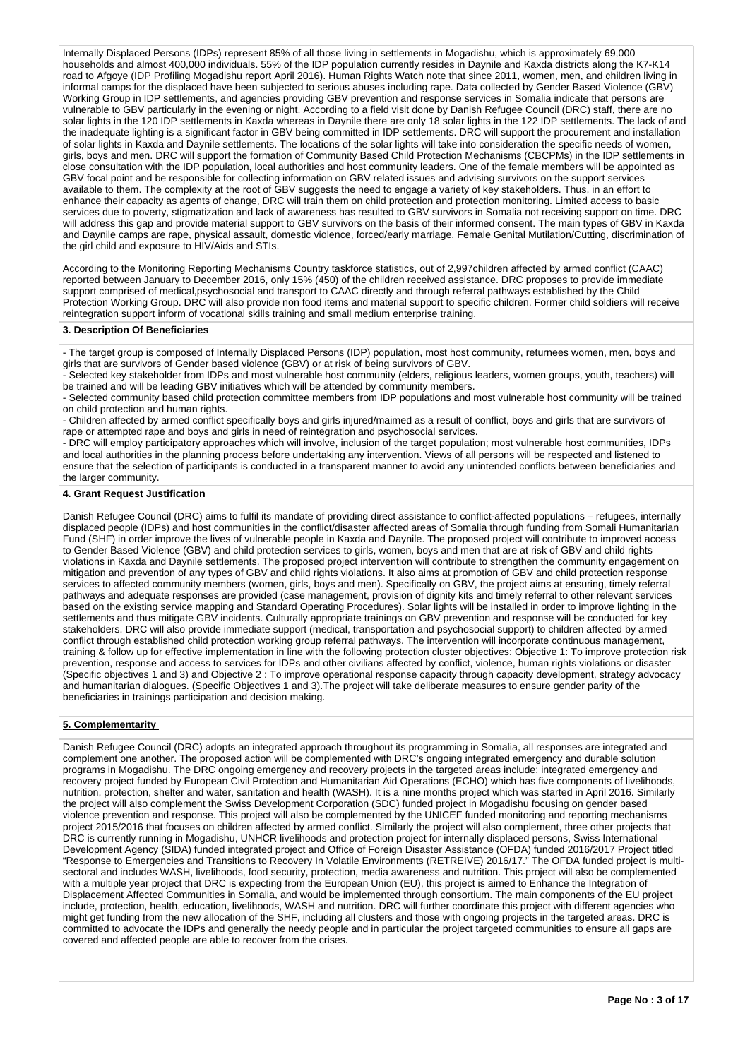Internally Displaced Persons (IDPs) represent 85% of all those living in settlements in Mogadishu, which is approximately 69,000 households and almost 400,000 individuals. 55% of the IDP population currently resides in Daynile and Kaxda districts along the K7-K14 road to Afgoye (IDP Profiling Mogadishu report April 2016). Human Rights Watch note that since 2011, women, men, and children living in informal camps for the displaced have been subjected to serious abuses including rape. Data collected by Gender Based Violence (GBV) Working Group in IDP settlements, and agencies providing GBV prevention and response services in Somalia indicate that persons are vulnerable to GBV particularly in the evening or night. According to a field visit done by Danish Refugee Council (DRC) staff, there are no solar lights in the 120 IDP settlements in Kaxda whereas in Daynile there are only 18 solar lights in the 122 IDP settlements. The lack of and the inadequate lighting is a significant factor in GBV being committed in IDP settlements. DRC will support the procurement and installation of solar lights in Kaxda and Daynile settlements. The locations of the solar lights will take into consideration the specific needs of women, girls, boys and men. DRC will support the formation of Community Based Child Protection Mechanisms (CBCPMs) in the IDP settlements in close consultation with the IDP population, local authorities and host community leaders. One of the female members will be appointed as GBV focal point and be responsible for collecting information on GBV related issues and advising survivors on the support services available to them. The complexity at the root of GBV suggests the need to engage a variety of key stakeholders. Thus, in an effort to enhance their capacity as agents of change, DRC will train them on child protection and protection monitoring. Limited access to basic services due to poverty, stigmatization and lack of awareness has resulted to GBV survivors in Somalia not receiving support on time. DRC will address this gap and provide material support to GBV survivors on the basis of their informed consent. The main types of GBV in Kaxda and Daynile camps are rape, physical assault, domestic violence, forced/early marriage, Female Genital Mutilation/Cutting, discrimination of the girl child and exposure to HIV/Aids and STIs.

According to the Monitoring Reporting Mechanisms Country taskforce statistics, out of 2,997children affected by armed conflict (CAAC) reported between January to December 2016, only 15% (450) of the children received assistance. DRC proposes to provide immediate support comprised of medical,psychosocial and transport to CAAC directly and through referral pathways established by the Child Protection Working Group. DRC will also provide non food items and material support to specific children. Former child soldiers will receive reintegration support inform of vocational skills training and small medium enterprise training.

**3. Description Of Beneficiaries**

- The target group is composed of Internally Displaced Persons (IDP) population, most host community, returnees women, men, boys and girls that are survivors of Gender based violence (GBV) or at risk of being survivors of GBV.
- Selected key stakeholder from IDPs and most vulnerable host community (elders, religious leaders, women groups, youth, teachers) will be trained and will be leading GBV initiatives which will be attended by community members.
- Selected community based child protection committee members from IDP populations and most vulnerable host community will be trained on child protection and human rights.
- Children affected by armed conflict specifically boys and girls injured/maimed as a result of conflict, boys and girls that are survivors of rape or attempted rape and boys and girls in need of reintegration and psychosocial services.
- DRC will employ participatory approaches which will involve, inclusion of the target population; most vulnerable host communities, IDPs and local authorities in the planning process before undertaking any intervention. Views of all persons will be respected and listened to ensure that the selection of participants is conducted in a transparent manner to avoid any unintended conflicts between beneficiaries and the larger community.

**4. Grant Request Justification**

Danish Refugee Council (DRC) aims to fulfil its mandate of providing direct assistance to conflict-affected populations – refugees, internally displaced people (IDPs) and host communities in the conflict/disaster affected areas of Somalia through funding from Somali Humanitarian Fund (SHF) in order improve the lives of vulnerable people in Kaxda and Daynile. The proposed project will contribute to improved access to Gender Based Violence (GBV) and child protection services to girls, women, boys and men that are at risk of GBV and child rights violations in Kaxda and Daynile settlements. The proposed project intervention will contribute to strengthen the community engagement on mitigation and prevention of any types of GBV and child rights violations. It also aims at promotion of GBV and child protection response services to affected community members (women, girls, boys and men). Specifically on GBV, the project aims at ensuring, timely referral pathways and adequate responses are provided (case management, provision of dignity kits and timely referral to other relevant services based on the existing service mapping and Standard Operating Procedures). Solar lights will be installed in order to improve lighting in the settlements and thus mitigate GBV incidents. Culturally appropriate trainings on GBV prevention and response will be conducted for key stakeholders. DRC will also provide immediate support (medical, transportation and psychosocial support) to children affected by armed conflict through established child protection working group referral pathways. The intervention will incorporate continuous management, training & follow up for effective implementation in line with the following protection cluster objectives: Objective 1: To improve protection risk prevention, response and access to services for IDPs and other civilians affected by conflict, violence, human rights violations or disaster (Specific objectives 1 and 3) and Objective 2 : To improve operational response capacity through capacity development, strategy advocacy and humanitarian dialogues. (Specific Objectives 1 and 3).The project will take deliberate measures to ensure gender parity of the beneficiaries in trainings participation and decision making.

**5. Complementarity**

Danish Refugee Council (DRC) adopts an integrated approach throughout its programming in Somalia, all responses are integrated and complement one another. The proposed action will be complemented with DRC's ongoing integrated emergency and durable solution programs in Mogadishu. The DRC ongoing emergency and recovery projects in the targeted areas include; integrated emergency and recovery project funded by European Civil Protection and Humanitarian Aid Operations (ECHO) which has five components of livelihoods, nutrition, protection, shelter and water, sanitation and health (WASH). It is a nine months project which was started in April 2016. Similarly the project will also complement the Swiss Development Corporation (SDC) funded project in Mogadishu focusing on gender based violence prevention and response. This project will also be complemented by the UNICEF funded monitoring and reporting mechanisms project 2015/2016 that focuses on children affected by armed conflict. Similarly the project will also complement, three other projects that DRC is currently running in Mogadishu, UNHCR livelihoods and protection project for internally displaced persons, Swiss International Development Agency (SIDA) funded integrated project and Office of Foreign Disaster Assistance (OFDA) funded 2016/2017 Project titled "Response to Emergencies and Transitions to Recovery In Volatile Environments (RETREIVE) 2016/17." The OFDA funded project is multi-sectoral and includes WASH, livelihoods, food security, protection, media awareness and nutrition. This project will also be complemented with a multiple year project that DRC is expecting from the European Union (EU), this project is aimed to Enhance the Integration of Displacement Affected Communities in Somalia, and would be implemented through consortium. The main components of the EU project include, protection, health, education, livelihoods, WASH and nutrition. DRC will further coordinate this project with different agencies who might get funding from the new allocation of the SHF, including all clusters and those with ongoing projects in the targeted areas. DRC is committed to advocate the IDPs and generally the needy people and in particular the project targeted communities to ensure all gaps are covered and affected people are able to recover from the crises.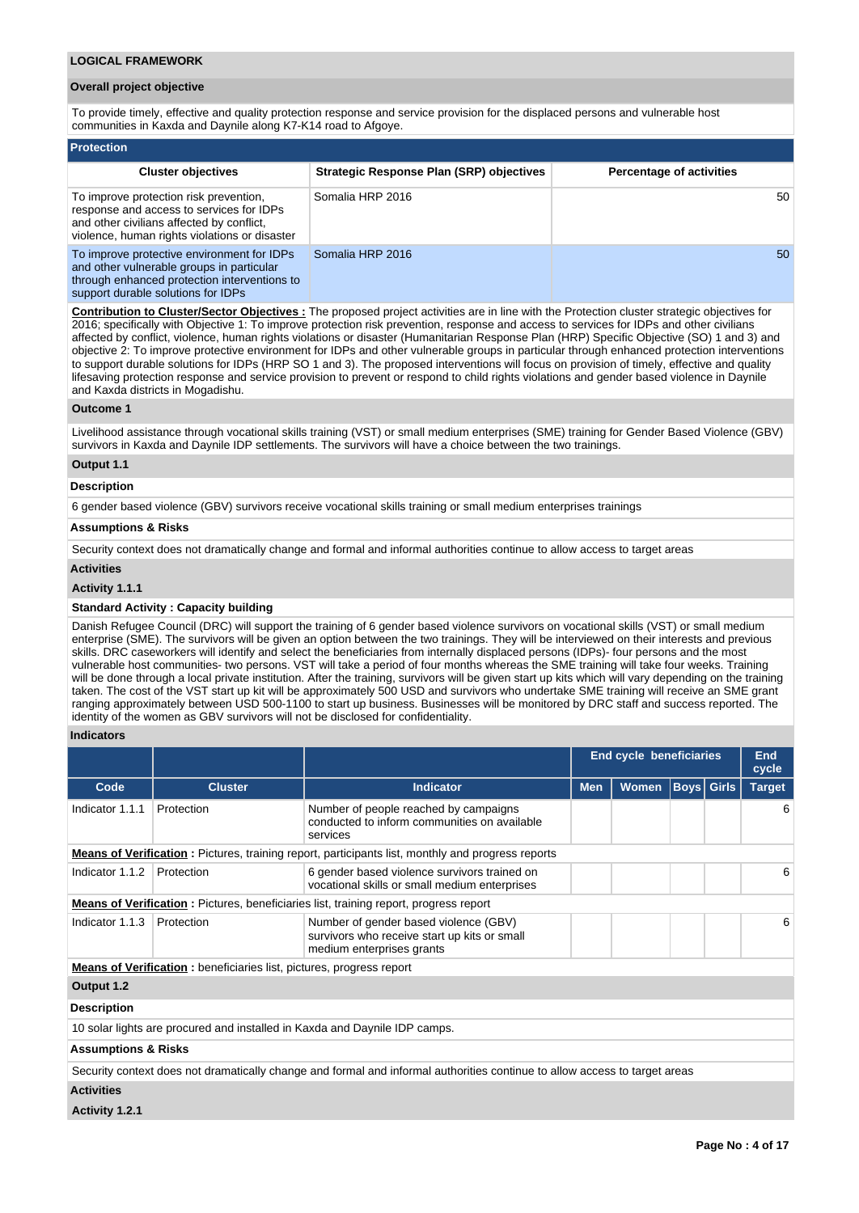## LOGICAL FRAMEWORK

### Overall project objective

To provide timely, effective and quality protection response and service provision for the displaced persons and vulnerable host communities in Kaxda and Daynile along K7-K14 road to Afgoye.

### Protection

| Cluster objectives | Strategic Response Plan (SRP) objectives | Percentage of activities |
|---|---|---|
| To improve protection risk prevention, response and access to services for IDPs and other civilians affected by conflict, violence, human rights violations or disaster | Somalia HRP 2016 | 50 |
| To improve protective environment for IDPs and other vulnerable groups in particular through enhanced protection interventions to support durable solutions for IDPs | Somalia HRP 2016 | 50 |

**Contribution to Cluster/Sector Objectives :** The proposed project activities are in line with the Protection cluster strategic objectives for 2016; specifically with Objective 1: To improve protection risk prevention, response and access to services for IDPs and other civilians affected by conflict, violence, human rights violations or disaster (Humanitarian Response Plan (HRP) Specific Objective (SO) 1 and 3) and objective 2: To improve protective environment for IDPs and other vulnerable groups in particular through enhanced protection interventions to support durable solutions for IDPs (HRP SO 1 and 3). The proposed interventions will focus on provision of timely, effective and quality lifesaving protection response and service provision to prevent or respond to child rights violations and gender based violence in Daynile and Kaxda districts in Mogadishu.

#### Outcome 1

Livelihood assistance through vocational skills training (VST) or small medium enterprises (SME) training for Gender Based Violence (GBV) survivors in Kaxda and Daynile IDP settlements. The survivors will have a choice between the two trainings.

#### Output 1.1

**Description**

6 gender based violence (GBV) survivors receive vocational skills training or small medium enterprises trainings

**Assumptions & Risks**

Security context does not dramatically change and formal and informal authorities continue to allow access to target areas

**Activities**

**Activity 1.1.1**

**Standard Activity : Capacity building**

Danish Refugee Council (DRC) will support the training of 6 gender based violence survivors on vocational skills (VST) or small medium enterprise (SME). The survivors will be given an option between the two trainings. They will be interviewed on their interests and previous skills. DRC caseworkers will identify and select the beneficiaries from internally displaced persons (IDPs)- four persons and the most vulnerable host communities- two persons. VST will take a period of four months whereas the SME training will take four weeks. Training will be done through a local private institution. After the training, survivors will be given start up kits which will vary depending on the training taken. The cost of the VST start up kit will be approximately 500 USD and survivors who undertake SME training will receive an SME grant ranging approximately between USD 500-1100 to start up business. Businesses will be monitored by DRC staff and success reported. The identity of the women as GBV survivors will not be disclosed for confidentiality.

**Indicators**

| | | | End cycle beneficiaries | | | | End cycle |
|---|---|---|---|---|---|---|---|
| Code | Cluster | Indicator | Men | Women | Boys | Girls | Target |
| Indicator 1.1.1 | Protection | Number of people reached by campaigns conducted to inform communities on available services | | | | | 6 |
| **Means of Verification :** Pictures, training report, participants list, monthly and progress reports | | | | | | | |
| Indicator 1.1.2 | Protection | 6 gender based violence survivors trained on vocational skills or small medium enterprises | | | | | 6 |
| **Means of Verification :** Pictures, beneficiaries list, training report, progress report | | | | | | | |
| Indicator 1.1.3 | Protection | Number of gender based violence (GBV) survivors who receive start up kits or small medium enterprises grants | | | | | 6 |
| **Means of Verification :** beneficiaries list, pictures, progress report | | | | | | | |

#### Output 1.2

**Description**

10 solar lights are procured and installed in Kaxda and Daynile IDP camps.

**Assumptions & Risks**

Security context does not dramatically change and formal and informal authorities continue to allow access to target areas

**Activities**

**Activity 1.2.1**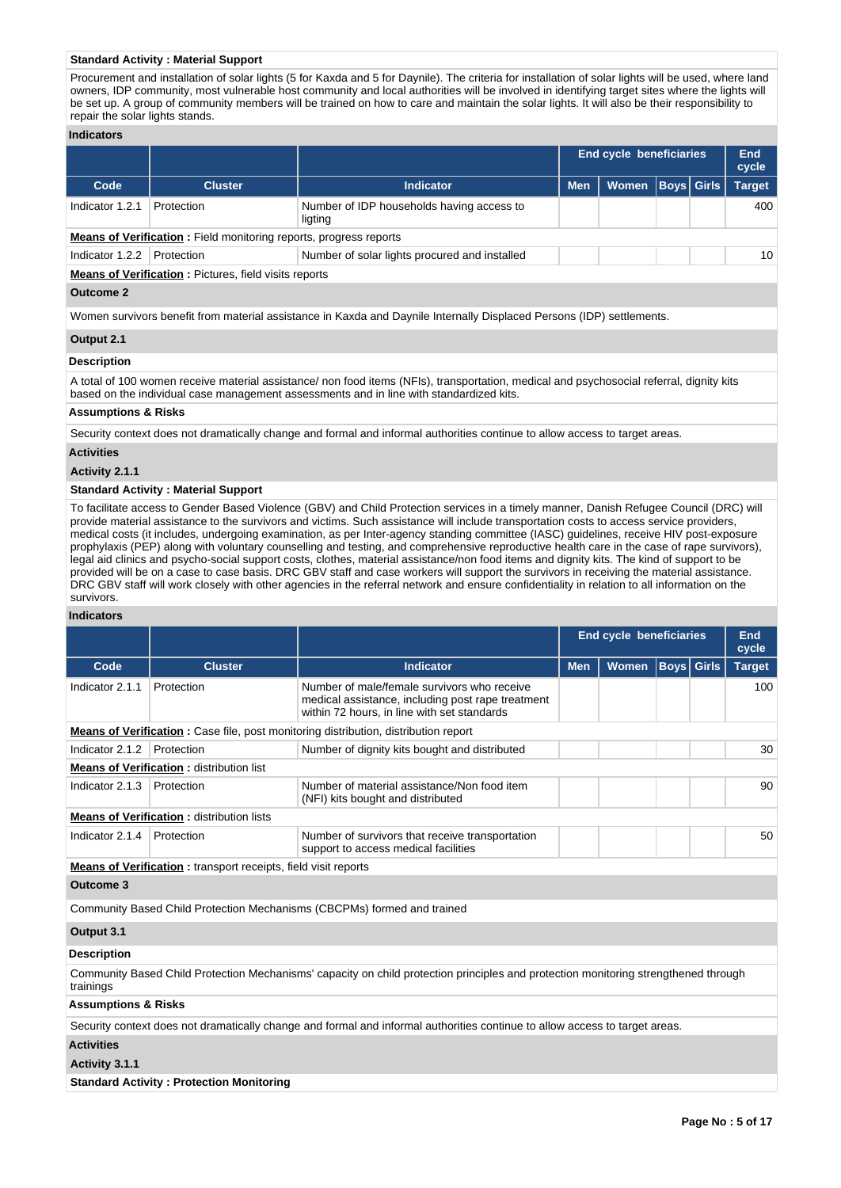**Standard Activity : Material Support**

Procurement and installation of solar lights (5 for Kaxda and 5 for Daynile). The criteria for installation of solar lights will be used, where land owners, IDP community, most vulnerable host community and local authorities will be involved in identifying target sites where the lights will be set up. A group of community members will be trained on how to care and maintain the solar lights. It will also be their responsibility to repair the solar lights stands.

**Indicators**

| | | | End cycle beneficiaries | | | | End cycle |
|---|---|---|---|---|---|---|---|
| **Code** | **Cluster** | **Indicator** | **Men** | **Women** | **Boys** | **Girls** | **Target** |
| Indicator 1.2.1 | Protection | Number of IDP households having access to ligting | | | | | 400 |
| **Means of Verification :** Field monitoring reports, progress reports | | | | | | | |
| Indicator 1.2.2 | Protection | Number of solar lights procured and installed | | | | | 10 |
| **Means of Verification :** Pictures, field visits reports | | | | | | | |

**Outcome 2**

Women survivors benefit from material assistance in Kaxda and Daynile Internally Displaced Persons (IDP) settlements.

**Output 2.1**

**Description**

A total of 100 women receive material assistance/ non food items (NFIs), transportation, medical and psychosocial referral, dignity kits based on the individual case management assessments and in line with standardized kits.

**Assumptions & Risks**

Security context does not dramatically change and formal and informal authorities continue to allow access to target areas.

**Activities**

**Activity 2.1.1**

**Standard Activity : Material Support**

To facilitate access to Gender Based Violence (GBV) and Child Protection services in a timely manner, Danish Refugee Council (DRC) will provide material assistance to the survivors and victims. Such assistance will include transportation costs to access service providers, medical costs (it includes, undergoing examination, as per Inter-agency standing committee (IASC) guidelines, receive HIV post-exposure prophylaxis (PEP) along with voluntary counselling and testing, and comprehensive reproductive health care in the case of rape survivors), legal aid clinics and psycho-social support costs, clothes, material assistance/non food items and dignity kits. The kind of support to be provided will be on a case to case basis. DRC GBV staff and case workers will support the survivors in receiving the material assistance. DRC GBV staff will work closely with other agencies in the referral network and ensure confidentiality in relation to all information on the survivors.

**Indicators**

| | | | End cycle beneficiaries | | | | End cycle |
|---|---|---|---|---|---|---|---|
| **Code** | **Cluster** | **Indicator** | **Men** | **Women** | **Boys** | **Girls** | **Target** |
| Indicator 2.1.1 | Protection | Number of male/female survivors who receive medical assistance, including post rape treatment within 72 hours, in line with set standards | | | | | 100 |
| **Means of Verification :** Case file, post monitoring distribution, distribution report | | | | | | | |
| Indicator 2.1.2 | Protection | Number of dignity kits bought and distributed | | | | | 30 |
| **Means of Verification :** distribution list | | | | | | | |
| Indicator 2.1.3 | Protection | Number of material assistance/Non food item (NFI) kits bought and distributed | | | | | 90 |
| **Means of Verification :** distribution lists | | | | | | | |
| Indicator 2.1.4 | Protection | Number of survivors that receive transportation support to access medical facilities | | | | | 50 |
| **Means of Verification :** transport receipts, field visit reports | | | | | | | |

**Outcome 3**

Community Based Child Protection Mechanisms (CBCPMs) formed and trained

**Output 3.1**

**Description**

Community Based Child Protection Mechanisms' capacity on child protection principles and protection monitoring strengthened through trainings

**Assumptions & Risks**

Security context does not dramatically change and formal and informal authorities continue to allow access to target areas.

**Activities**

**Activity 3.1.1**

**Standard Activity : Protection Monitoring**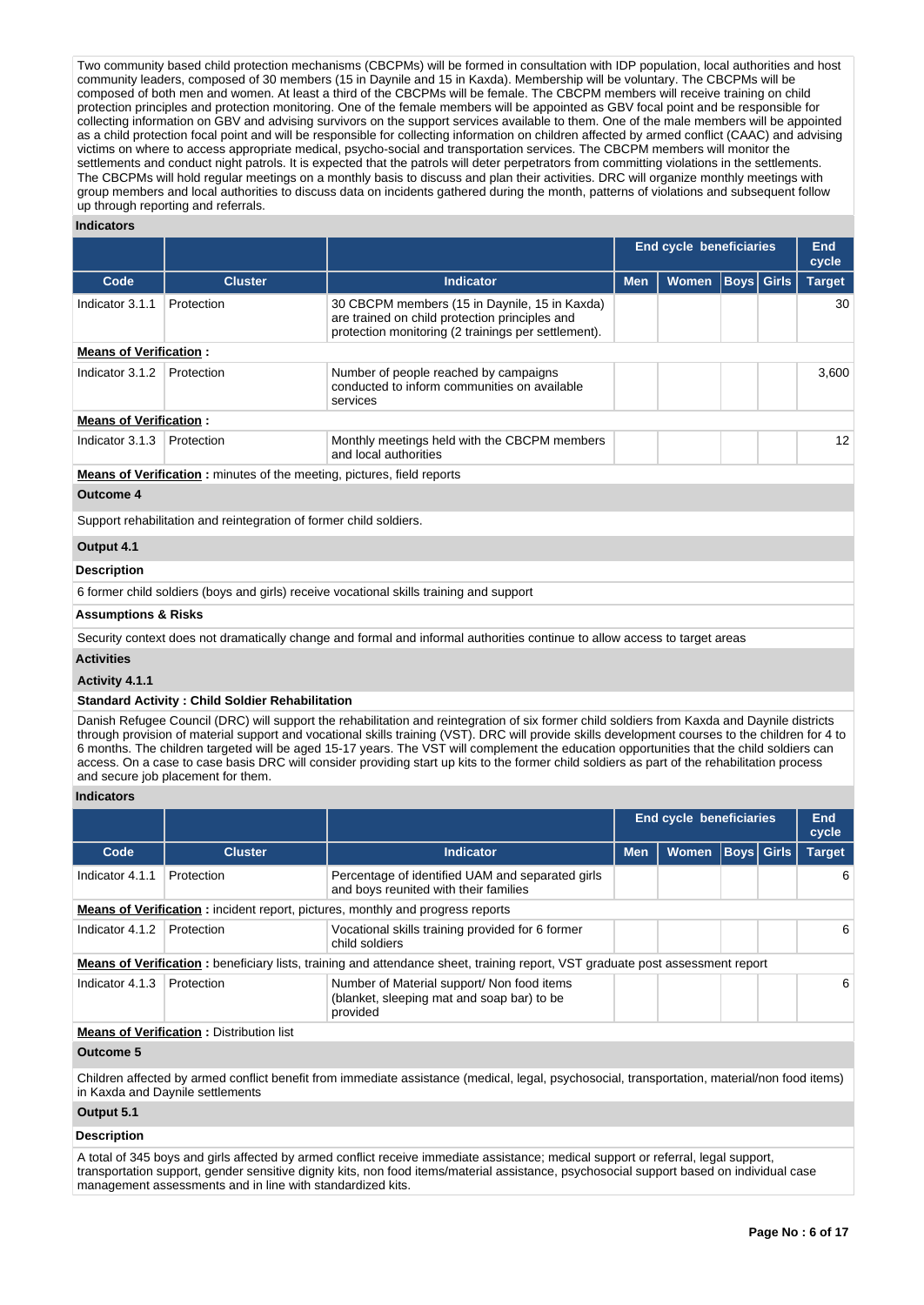Two community based child protection mechanisms (CBCPMs) will be formed in consultation with IDP population, local authorities and host community leaders, composed of 30 members (15 in Daynile and 15 in Kaxda). Membership will be voluntary. The CBCPMs will be composed of both men and women. At least a third of the CBCPMs will be female. The CBCPM members will receive training on child protection principles and protection monitoring. One of the female members will be appointed as GBV focal point and be responsible for collecting information on GBV and advising survivors on the support services available to them. One of the male members will be appointed as a child protection focal point and will be responsible for collecting information on children affected by armed conflict (CAAC) and advising victims on where to access appropriate medical, psycho-social and transportation services. The CBCPM members will monitor the settlements and conduct night patrols. It is expected that the patrols will deter perpetrators from committing violations in the settlements. The CBCPMs will hold regular meetings on a monthly basis to discuss and plan their activities. DRC will organize monthly meetings with group members and local authorities to discuss data on incidents gathered during the month, patterns of violations and subsequent follow up through reporting and referrals.

**Indicators**

| | | | End cycle beneficiaries | | | | End cycle |
|---|---|---|---|---|---|---|---|
| **Code** | **Cluster** | **Indicator** | **Men** | **Women** | **Boys** | **Girls** | **Target** |
| Indicator 3.1.1 | Protection | 30 CBCPM members (15 in Daynile, 15 in Kaxda) are trained on child protection principles and protection monitoring (2 trainings per settlement). | | | | | 30 |
| **Means of Verification :** | | | | | | | |
| Indicator 3.1.2 | Protection | Number of people reached by campaigns conducted to inform communities on available services | | | | | 3,600 |
| **Means of Verification :** | | | | | | | |
| Indicator 3.1.3 | Protection | Monthly meetings held with the CBCPM members and local authorities | | | | | 12 |
| **Means of Verification :** minutes of the meeting, pictures, field reports | | | | | | | |

**Outcome 4**

Support rehabilitation and reintegration of former child soldiers.

**Output 4.1**

**Description**

6 former child soldiers (boys and girls) receive vocational skills training and support

**Assumptions & Risks**

Security context does not dramatically change and formal and informal authorities continue to allow access to target areas

**Activities**

**Activity 4.1.1**

**Standard Activity : Child Soldier Rehabilitation**

Danish Refugee Council (DRC) will support the rehabilitation and reintegration of six former child soldiers from Kaxda and Daynile districts through provision of material support and vocational skills training (VST). DRC will provide skills development courses to the children for 4 to 6 months. The children targeted will be aged 15-17 years. The VST will complement the education opportunities that the child soldiers can access. On a case to case basis DRC will consider providing start up kits to the former child soldiers as part of the rehabilitation process and secure job placement for them.

**Indicators**

| | | | End cycle beneficiaries | | | | End cycle |
|---|---|---|---|---|---|---|---|
| **Code** | **Cluster** | **Indicator** | **Men** | **Women** | **Boys** | **Girls** | **Target** |
| Indicator 4.1.1 | Protection | Percentage of identified UAM and separated girls and boys reunited with their families | | | | | 6 |
| **Means of Verification :** incident report, pictures, monthly and progress reports | | | | | | | |
| Indicator 4.1.2 | Protection | Vocational skills training provided for 6 former child soldiers | | | | | 6 |
| **Means of Verification :** beneficiary lists, training and attendance sheet, training report, VST graduate post assessment report | | | | | | | |
| Indicator 4.1.3 | Protection | Number of Material support/ Non food items (blanket, sleeping mat and soap bar) to be provided | | | | | 6 |
| **Means of Verification :** Distribution list | | | | | | | |

**Outcome 5**

Children affected by armed conflict benefit from immediate assistance (medical, legal, psychosocial, transportation, material/non food items) in Kaxda and Daynile settlements

**Output 5.1**

**Description**

A total of 345 boys and girls affected by armed conflict receive immediate assistance; medical support or referral, legal support, transportation support, gender sensitive dignity kits, non food items/material assistance, psychosocial support based on individual case management assessments and in line with standardized kits.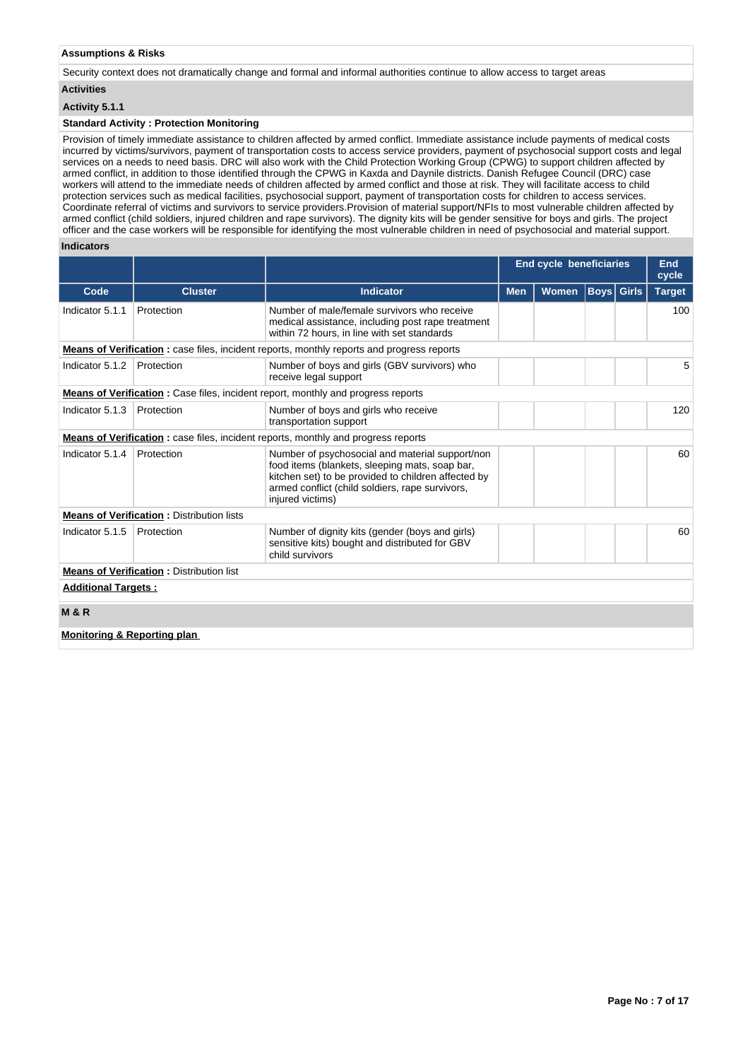**Assumptions & Risks**

Security context does not dramatically change and formal and informal authorities continue to allow access to target areas

**Activities**

**Activity 5.1.1**

**Standard Activity : Protection Monitoring**

Provision of timely immediate assistance to children affected by armed conflict. Immediate assistance include payments of medical costs incurred by victims/survivors, payment of transportation costs to access service providers, payment of psychosocial support costs and legal services on a needs to need basis. DRC will also work with the Child Protection Working Group (CPWG) to support children affected by armed conflict, in addition to those identified through the CPWG in Kaxda and Daynile districts. Danish Refugee Council (DRC) case workers will attend to the immediate needs of children affected by armed conflict and those at risk. They will facilitate access to child protection services such as medical facilities, psychosocial support, payment of transportation costs for children to access services. Coordinate referral of victims and survivors to service providers.Provision of material support/NFIs to most vulnerable children affected by armed conflict (child soldiers, injured children and rape survivors). The dignity kits will be gender sensitive for boys and girls. The project officer and the case workers will be responsible for identifying the most vulnerable children in need of psychosocial and material support.

**Indicators**

| | | | End cycle beneficiaries | | | | End cycle |
|---|---|---|---|---|---|---|---|
| **Code** | **Cluster** | **Indicator** | **Men** | **Women** | **Boys** | **Girls** | **Target** |
| Indicator 5.1.1 | Protection | Number of male/female survivors who receive medical assistance, including post rape treatment within 72 hours, in line with set standards | | | | | 100 |
| **Means of Verification :** case files, incident reports, monthly reports and progress reports | | | | | | | |
| Indicator 5.1.2 | Protection | Number of boys and girls (GBV survivors) who receive legal support | | | | | 5 |
| **Means of Verification :** Case files, incident report, monthly and progress reports | | | | | | | |
| Indicator 5.1.3 | Protection | Number of boys and girls who receive transportation support | | | | | 120 |
| **Means of Verification :** case files, incident reports, monthly and progress reports | | | | | | | |
| Indicator 5.1.4 | Protection | Number of psychosocial and material support/non food items (blankets, sleeping mats, soap bar, kitchen set) to be provided to children affected by armed conflict (child soldiers, rape survivors, injured victims) | | | | | 60 |
| **Means of Verification :** Distribution lists | | | | | | | |
| Indicator 5.1.5 | Protection | Number of dignity kits (gender (boys and girls) sensitive kits) bought and distributed for GBV child survivors | | | | | 60 |
| **Means of Verification :** Distribution list | | | | | | | |

**Additional Targets :**

**M & R**

**Monitoring & Reporting plan**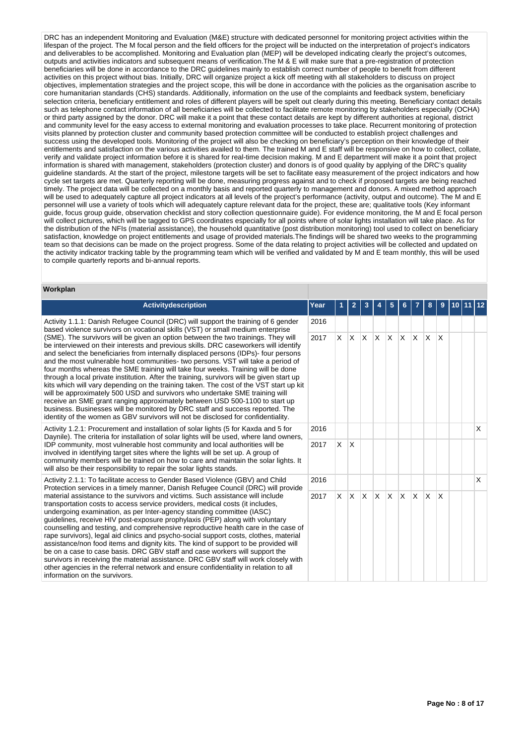DRC has an independent Monitoring and Evaluation (M&E) structure with dedicated personnel for monitoring project activities within the lifespan of the project. The M focal person and the field officers for the project will be inducted on the interpretation of project's indicators and deliverables to be accomplished. Monitoring and Evaluation plan (MEP) will be developed indicating clearly the project's outcomes, outputs and activities indicators and subsequent means of verification.The M & E will make sure that a pre-registration of protection beneficiaries will be done in accordance to the DRC guidelines mainly to establish correct number of people to benefit from different activities on this project without bias. Initially, DRC will organize project a kick off meeting with all stakeholders to discuss on project objectives, implementation strategies and the project scope, this will be done in accordance with the policies as the organisation ascribe to core humanitarian standards (CHS) standards. Additionally, information on the use of the complaints and feedback system, beneficiary selection criteria, beneficiary entitlement and roles of different players will be spelt out clearly during this meeting. Beneficiary contact details such as telephone contact information of all beneficiaries will be collected to facilitate remote monitoring by stakeholders especially (OCHA) or third party assigned by the donor. DRC will make it a point that these contact details are kept by different authorities at regional, district and community level for the easy access to external monitoring and evaluation processes to take place. Recurrent monitoring of protection visits planned by protection cluster and community based protection committee will be conducted to establish project challenges and success using the developed tools. Monitoring of the project will also be checking on beneficiary's perception on their knowledge of their entitlements and satisfaction on the various activities availed to them. The trained M and E staff will be responsive on how to collect, collate, verify and validate project information before it is shared for real-time decision making. M and E department will make it a point that project information is shared with management, stakeholders (protection cluster) and donors is of good quality by applying of the DRC's quality guideline standards. At the start of the project, milestone targets will be set to facilitate easy measurement of the project indicators and how cycle set targets are met. Quarterly reporting will be done, measuring progress against and to check if proposed targets are being reached timely. The project data will be collected on a monthly basis and reported quarterly to management and donors. A mixed method approach will be used to adequately capture all project indicators at all levels of the project's performance (activity, output and outcome). The M and E personnel will use a variety of tools which will adequately capture relevant data for the project, these are; qualitative tools (Key informant guide, focus group guide, observation checklist and story collection questionnaire guide). For evidence monitoring, the M and E focal person will collect pictures, which will be tagged to GPS coordinates especially for all points where of solar lights installation will take place. As for the distribution of the NFIs (material assistance), the household quantitative (post distribution monitoring) tool used to collect on beneficiary satisfaction, knowledge on project entitlements and usage of provided materials.The findings will be shared two weeks to the programming team so that decisions can be made on the project progress. Some of the data relating to project activities will be collected and updated on the activity indicator tracking table by the programming team which will be verified and validated by M and E team monthly, this will be used to compile quarterly reports and bi-annual reports.

## Workplan

| Activitydescription | Year | 1 | 2 | 3 | 4 | 5 | 6 | 7 | 8 | 9 | 10 | 11 | 12 |
|---|---|---|---|---|---|---|---|---|---|---|---|---|---|
| Activity 1.1.1: Danish Refugee Council (DRC) will support the training of 6 gender based violence survivors on vocational skills (VST) or small medium enterprise (SME). The survivors will be given an option between the two trainings. They will be interviewed on their interests and previous skills. DRC caseworkers will identify and select the beneficiaries from internally displaced persons (IDPs)- four persons and the most vulnerable host communities- two persons. VST will take a period of four months whereas the SME training will take four weeks. Training will be done through a local private institution. After the training, survivors will be given start up kits which will vary depending on the training taken. The cost of the VST start up kit will be approximately 500 USD and survivors who undertake SME training will receive an SME grant ranging approximately between USD 500-1100 to start up business. Businesses will be monitored by DRC staff and success reported. The identity of the women as GBV survivors will not be disclosed for confidentiality. | 2016 | | | | | | | | | | | | |
| | 2017 | X | X | X | X | X | X | X | X | X | | | |
| Activity 1.2.1: Procurement and installation of solar lights (5 for Kaxda and 5 for Daynile). The criteria for installation of solar lights will be used, where land owners, IDP community, most vulnerable host community and local authorities will be involved in identifying target sites where the lights will be set up. A group of community members will be trained on how to care and maintain the solar lights. It will also be their responsibility to repair the solar lights stands. | 2016 | | | | | | | | | | | | X |
| | 2017 | X | X | | | | | | | | | | |
| Activity 2.1.1: To facilitate access to Gender Based Violence (GBV) and Child Protection services in a timely manner, Danish Refugee Council (DRC) will provide material assistance to the survivors and victims. Such assistance will include transportation costs to access service providers, medical costs (it includes, undergoing examination, as per Inter-agency standing committee (IASC) guidelines, receive HIV post-exposure prophylaxis (PEP) along with voluntary counselling and testing, and comprehensive reproductive health care in the case of rape survivors), legal aid clinics and psycho-social support costs, clothes, material assistance/non food items and dignity kits. The kind of support to be provided will be on a case to case basis. DRC GBV staff and case workers will support the survivors in receiving the material assistance. DRC GBV staff will work closely with other agencies in the referral network and ensure confidentiality in relation to all information on the survivors. | 2016 | | | | | | | | | | | | X |
| | 2017 | X | X | X | X | X | X | X | X | X | | | |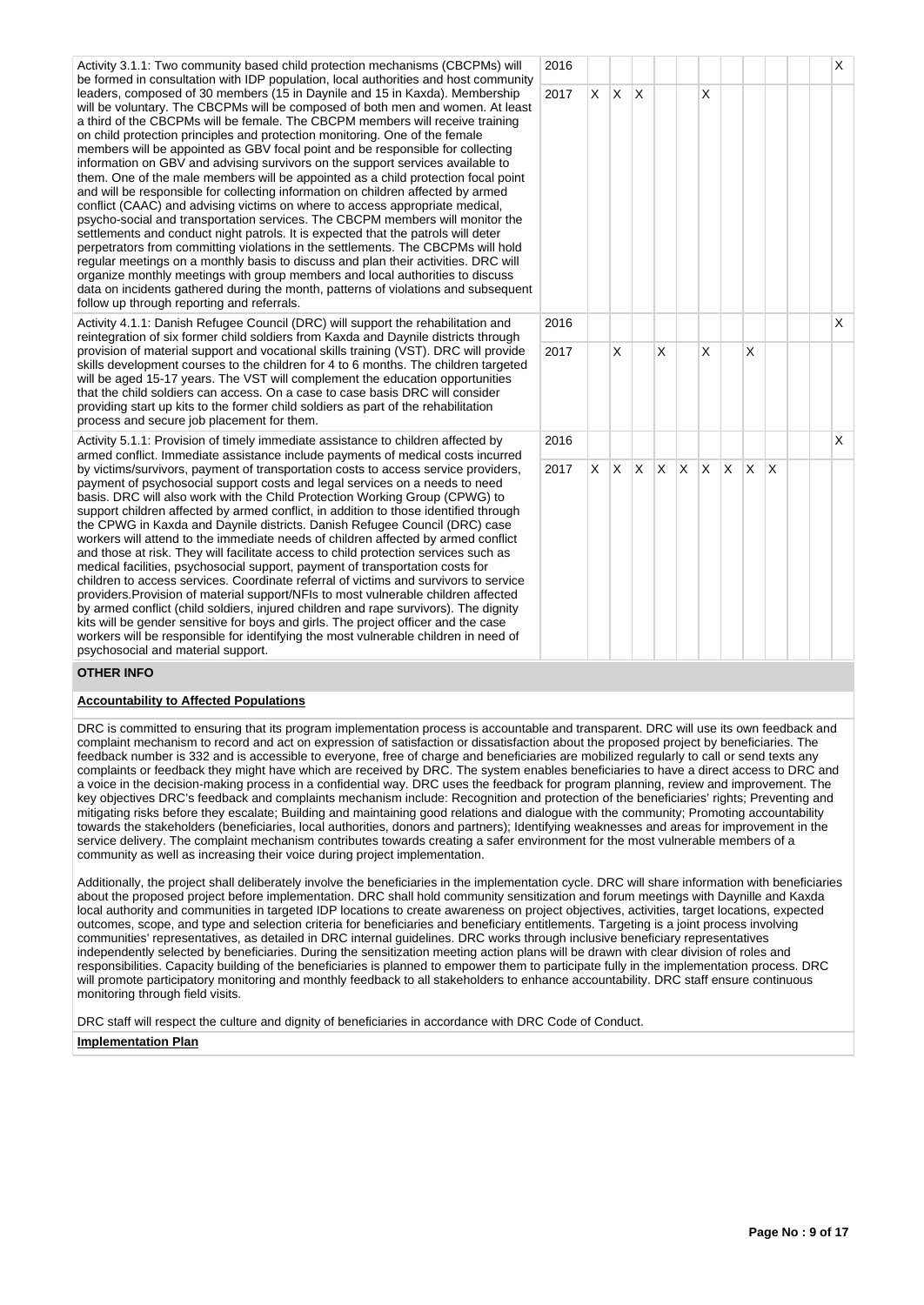| | | | | | | | | | | | | | |
|---|---|---|---|---|---|---|---|---|---|---|---|---|---|
| Activity 3.1.1: Two community based child protection mechanisms (CBCPMs) will be formed in consultation with IDP population, local authorities and host community leaders, composed of 30 members (15 in Daynile and 15 in Kaxda). Membership will be voluntary. The CBCPMs will be composed of both men and women. At least a third of the CBCPMs will be female. The CBCPM members will receive training on child protection principles and protection monitoring. One of the female members will be appointed as GBV focal point and be responsible for collecting information on GBV and advising survivors on the support services available to them. One of the male members will be appointed as a child protection focal point and will be responsible for collecting information on children affected by armed conflict (CAAC) and advising victims on where to access appropriate medical, psycho-social and transportation services. The CBCPM members will monitor the settlements and conduct night patrols. It is expected that the patrols will deter perpetrators from committing violations in the settlements. The CBCPMs will hold regular meetings on a monthly basis to discuss and plan their activities. DRC will organize monthly meetings with group members and local authorities to discuss data on incidents gathered during the month, patterns of violations and subsequent follow up through reporting and referrals. | 2016 | | | | | | | | | | | | X |
| | 2017 | X | X | X | | | X | | | | | | |
| Activity 4.1.1: Danish Refugee Council (DRC) will support the rehabilitation and reintegration of six former child soldiers from Kaxda and Daynile districts through provision of material support and vocational skills training (VST). DRC will provide skills development courses to the children for 4 to 6 months. The children targeted will be aged 15-17 years. The VST will complement the education opportunities that the child soldiers can access. On a case to case basis DRC will consider providing start up kits to the former child soldiers as part of the rehabilitation process and secure job placement for them. | 2016 | | | | | | | | | | | | X |
| | 2017 | | X | | X | | X | | X | | | | |
| Activity 5.1.1: Provision of timely immediate assistance to children affected by armed conflict. Immediate assistance include payments of medical costs incurred by victims/survivors, payment of transportation costs to access service providers, payment of psychosocial support costs and legal services on a needs to need basis. DRC will also work with the Child Protection Working Group (CPWG) to support children affected by armed conflict, in addition to those identified through the CPWG in Kaxda and Daynile districts. Danish Refugee Council (DRC) case workers will attend to the immediate needs of children affected by armed conflict and those at risk. They will facilitate access to child protection services such as medical facilities, psychosocial support, payment of transportation costs for children to access services. Coordinate referral of victims and survivors to service providers.Provision of material support/NFIs to most vulnerable children affected by armed conflict (child soldiers, injured children and rape survivors). The dignity kits will be gender sensitive for boys and girls. The project officer and the case workers will be responsible for identifying the most vulnerable children in need of psychosocial and material support. | 2016 | | | | | | | | | | | | X |
| | 2017 | X | X | X | X | X | X | X | X | X | | | |

## OTHER INFO

**Accountability to Affected Populations**

DRC is committed to ensuring that its program implementation process is accountable and transparent. DRC will use its own feedback and complaint mechanism to record and act on expression of satisfaction or dissatisfaction about the proposed project by beneficiaries. The feedback number is 332 and is accessible to everyone, free of charge and beneficiaries are mobilized regularly to call or send texts any complaints or feedback they might have which are received by DRC. The system enables beneficiaries to have a direct access to DRC and a voice in the decision-making process in a confidential way. DRC uses the feedback for program planning, review and improvement. The key objectives DRC's feedback and complaints mechanism include: Recognition and protection of the beneficiaries' rights; Preventing and mitigating risks before they escalate; Building and maintaining good relations and dialogue with the community; Promoting accountability towards the stakeholders (beneficiaries, local authorities, donors and partners); Identifying weaknesses and areas for improvement in the service delivery. The complaint mechanism contributes towards creating a safer environment for the most vulnerable members of a community as well as increasing their voice during project implementation.

Additionally, the project shall deliberately involve the beneficiaries in the implementation cycle. DRC will share information with beneficiaries about the proposed project before implementation. DRC shall hold community sensitization and forum meetings with Daynille and Kaxda local authority and communities in targeted IDP locations to create awareness on project objectives, activities, target locations, expected outcomes, scope, and type and selection criteria for beneficiaries and beneficiary entitlements. Targeting is a joint process involving communities' representatives, as detailed in DRC internal guidelines. DRC works through inclusive beneficiary representatives independently selected by beneficiaries. During the sensitization meeting action plans will be drawn with clear division of roles and responsibilities. Capacity building of the beneficiaries is planned to empower them to participate fully in the implementation process. DRC will promote participatory monitoring and monthly feedback to all stakeholders to enhance accountability. DRC staff ensure continuous monitoring through field visits.

DRC staff will respect the culture and dignity of beneficiaries in accordance with DRC Code of Conduct.

**Implementation Plan**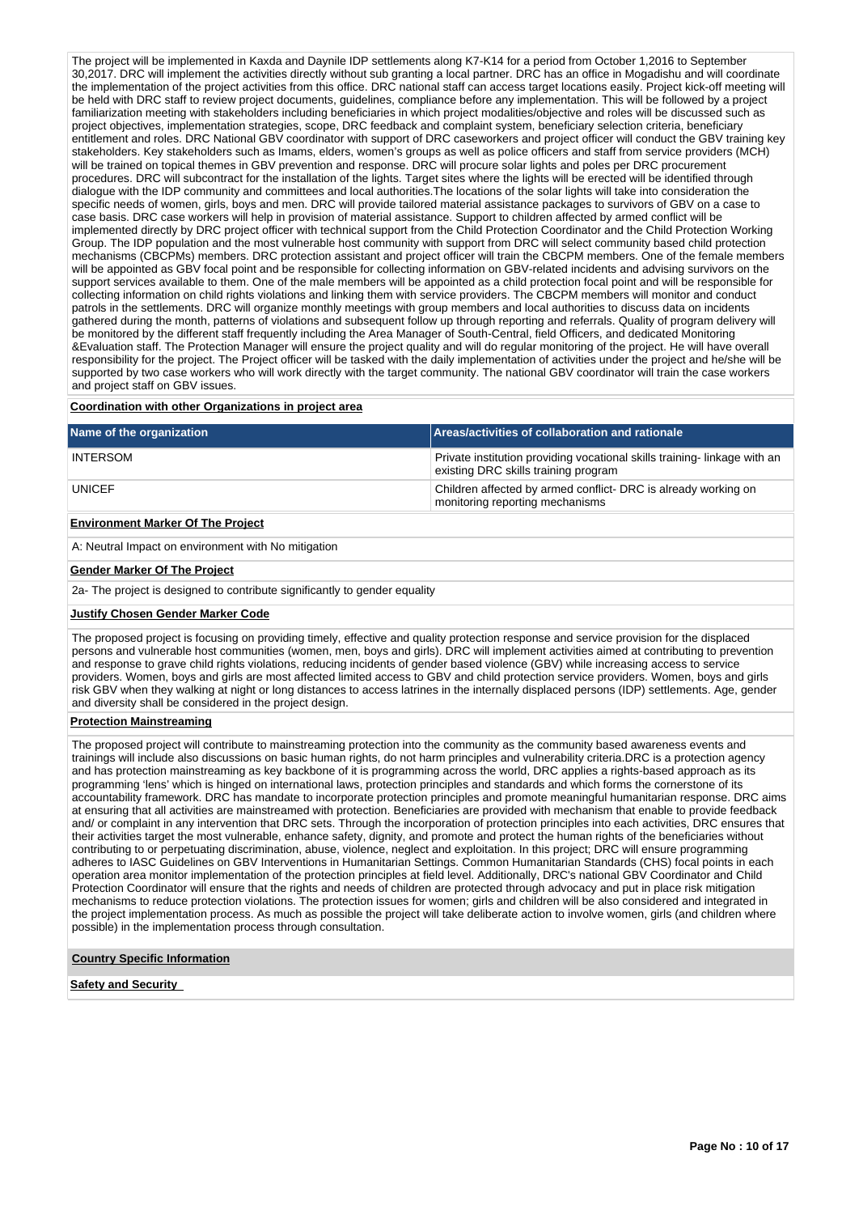The project will be implemented in Kaxda and Daynile IDP settlements along K7-K14 for a period from October 1,2016 to September 30,2017. DRC will implement the activities directly without sub granting a local partner. DRC has an office in Mogadishu and will coordinate the implementation of the project activities from this office. DRC national staff can access target locations easily. Project kick-off meeting will be held with DRC staff to review project documents, guidelines, compliance before any implementation. This will be followed by a project familiarization meeting with stakeholders including beneficiaries in which project modalities/objective and roles will be discussed such as project objectives, implementation strategies, scope, DRC feedback and complaint system, beneficiary selection criteria, beneficiary entitlement and roles. DRC National GBV coordinator with support of DRC caseworkers and project officer will conduct the GBV training key stakeholders. Key stakeholders such as Imams, elders, women's groups as well as police officers and staff from service providers (MCH) will be trained on topical themes in GBV prevention and response. DRC will procure solar lights and poles per DRC procurement procedures. DRC will subcontract for the installation of the lights. Target sites where the lights will be erected will be identified through dialogue with the IDP community and committees and local authorities.The locations of the solar lights will take into consideration the specific needs of women, girls, boys and men. DRC will provide tailored material assistance packages to survivors of GBV on a case to case basis. DRC case workers will help in provision of material assistance. Support to children affected by armed conflict will be implemented directly by DRC project officer with technical support from the Child Protection Coordinator and the Child Protection Working Group. The IDP population and the most vulnerable host community with support from DRC will select community based child protection mechanisms (CBCPMs) members. DRC protection assistant and project officer will train the CBCPM members. One of the female members will be appointed as GBV focal point and be responsible for collecting information on GBV-related incidents and advising survivors on the support services available to them. One of the male members will be appointed as a child protection focal point and will be responsible for collecting information on child rights violations and linking them with service providers. The CBCPM members will monitor and conduct patrols in the settlements. DRC will organize monthly meetings with group members and local authorities to discuss data on incidents gathered during the month, patterns of violations and subsequent follow up through reporting and referrals. Quality of program delivery will be monitored by the different staff frequently including the Area Manager of South-Central, field Officers, and dedicated Monitoring &Evaluation staff. The Protection Manager will ensure the project quality and will do regular monitoring of the project. He will have overall responsibility for the project. The Project officer will be tasked with the daily implementation of activities under the project and he/she will be supported by two case workers who will work directly with the target community. The national GBV coordinator will train the case workers and project staff on GBV issues.

**Coordination with other Organizations in project area**

| Name of the organization | Areas/activities of collaboration and rationale |
| --- | --- |
| INTERSOM | Private institution providing vocational skills training- linkage with an existing DRC skills training program |
| UNICEF | Children affected by armed conflict- DRC is already working on monitoring reporting mechanisms |

**Environment Marker Of The Project**

A: Neutral Impact on environment with No mitigation

**Gender Marker Of The Project**

2a- The project is designed to contribute significantly to gender equality

**Justify Chosen Gender Marker Code**

The proposed project is focusing on providing timely, effective and quality protection response and service provision for the displaced persons and vulnerable host communities (women, men, boys and girls). DRC will implement activities aimed at contributing to prevention and response to grave child rights violations, reducing incidents of gender based violence (GBV) while increasing access to service providers. Women, boys and girls are most affected limited access to GBV and child protection service providers. Women, boys and girls risk GBV when they walking at night or long distances to access latrines in the internally displaced persons (IDP) settlements. Age, gender and diversity shall be considered in the project design.

**Protection Mainstreaming**

The proposed project will contribute to mainstreaming protection into the community as the community based awareness events and trainings will include also discussions on basic human rights, do not harm principles and vulnerability criteria.DRC is a protection agency and has protection mainstreaming as key backbone of it is programming across the world, DRC applies a rights-based approach as its programming 'lens' which is hinged on international laws, protection principles and standards and which forms the cornerstone of its accountability framework. DRC has mandate to incorporate protection principles and promote meaningful humanitarian response. DRC aims at ensuring that all activities are mainstreamed with protection. Beneficiaries are provided with mechanism that enable to provide feedback and/ or complaint in any intervention that DRC sets. Through the incorporation of protection principles into each activities, DRC ensures that their activities target the most vulnerable, enhance safety, dignity, and promote and protect the human rights of the beneficiaries without contributing to or perpetuating discrimination, abuse, violence, neglect and exploitation. In this project; DRC will ensure programming adheres to IASC Guidelines on GBV Interventions in Humanitarian Settings. Common Humanitarian Standards (CHS) focal points in each operation area monitor implementation of the protection principles at field level. Additionally, DRC's national GBV Coordinator and Child Protection Coordinator will ensure that the rights and needs of children are protected through advocacy and put in place risk mitigation mechanisms to reduce protection violations. The protection issues for women; girls and children will be also considered and integrated in the project implementation process. As much as possible the project will take deliberate action to involve women, girls (and children where possible) in the implementation process through consultation.

**Country Specific Information**

**Safety and Security**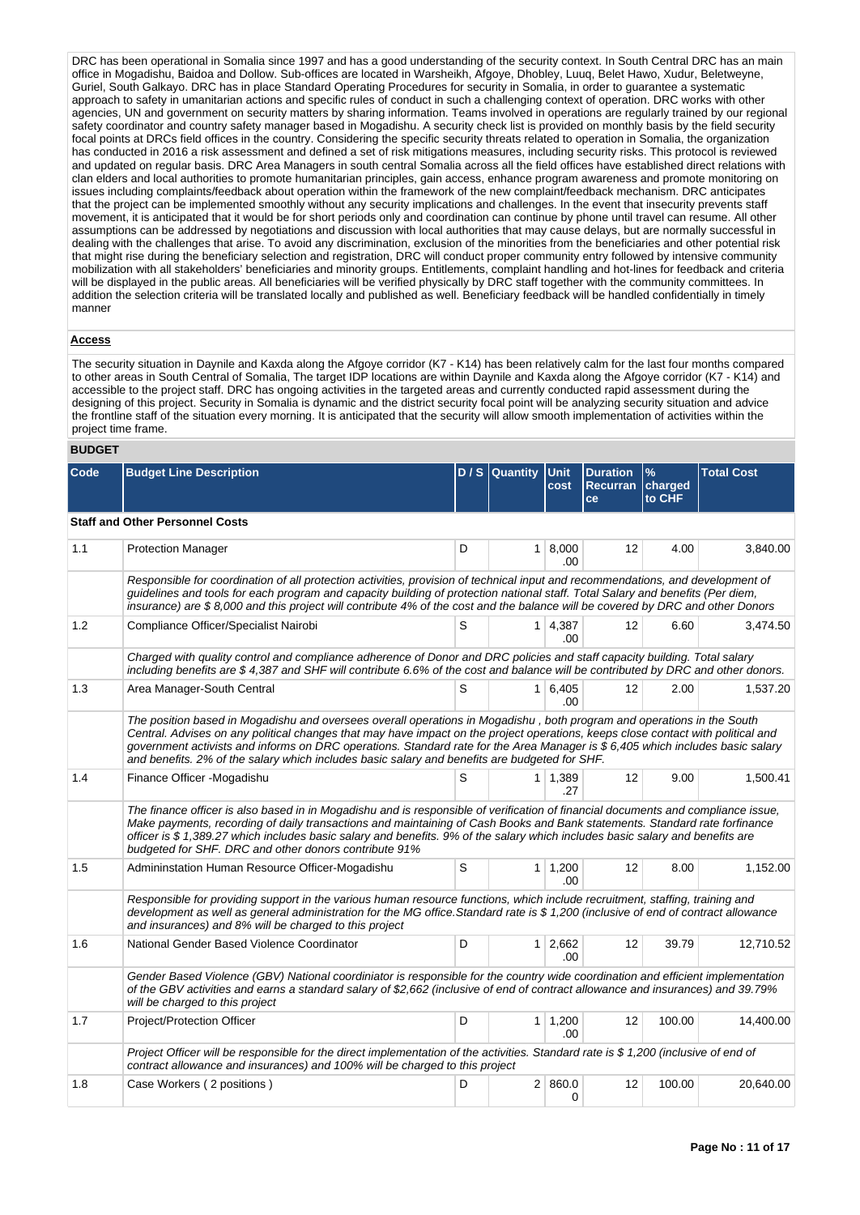DRC has been operational in Somalia since 1997 and has a good understanding of the security context. In South Central DRC has an main office in Mogadishu, Baidoa and Dollow. Sub-offices are located in Warsheikh, Afgoye, Dhobley, Luuq, Belet Hawo, Xudur, Beletweyne, Guriel, South Galkayo. DRC has in place Standard Operating Procedures for security in Somalia, in order to guarantee a systematic approach to safety in umanitarian actions and specific rules of conduct in such a challenging context of operation. DRC works with other agencies, UN and government on security matters by sharing information. Teams involved in operations are regularly trained by our regional safety coordinator and country safety manager based in Mogadishu. A security check list is provided on monthly basis by the field security focal points at DRCs field offices in the country. Considering the specific security threats related to operation in Somalia, the organization has conducted in 2016 a risk assessment and defined a set of risk mitigations measures, including security risks. This protocol is reviewed and updated on regular basis. DRC Area Managers in south central Somalia across all the field offices have established direct relations with clan elders and local authorities to promote humanitarian principles, gain access, enhance program awareness and promote monitoring on issues including complaints/feedback about operation within the framework of the new complaint/feedback mechanism. DRC anticipates that the project can be implemented smoothly without any security implications and challenges. In the event that insecurity prevents staff movement, it is anticipated that it would be for short periods only and coordination can continue by phone until travel can resume. All other assumptions can be addressed by negotiations and discussion with local authorities that may cause delays, but are normally successful in dealing with the challenges that arise. To avoid any discrimination, exclusion of the minorities from the beneficiaries and other potential risk that might rise during the beneficiary selection and registration, DRC will conduct proper community entry followed by intensive community mobilization with all stakeholders' beneficiaries and minority groups. Entitlements, complaint handling and hot-lines for feedback and criteria will be displayed in the public areas. All beneficiaries will be verified physically by DRC staff together with the community committees. In addition the selection criteria will be translated locally and published as well. Beneficiary feedback will be handled confidentially in timely manner

**Access**

The security situation in Daynile and Kaxda along the Afgoye corridor (K7 - K14) has been relatively calm for the last four months compared to other areas in South Central of Somalia, The target IDP locations are within Daynile and Kaxda along the Afgoye corridor (K7 - K14) and accessible to the project staff. DRC has ongoing activities in the targeted areas and currently conducted rapid assessment during the designing of this project. Security in Somalia is dynamic and the district security focal point will be analyzing security situation and advice the frontline staff of the situation every morning. It is anticipated that the security will allow smooth implementation of activities within the project time frame.

## BUDGET

| Code | Budget Line Description | D / S | Quantity | Unit cost | Duration Recurrance | % charged to CHF | Total Cost |
|---|---|---|---|---|---|---|---|
| **Staff and Other Personnel Costs** | | | | | | | |
| 1.1 | Protection Manager | D | 1 | 8,000.00 | 12 | 4.00 | 3,840.00 |
| | *Responsible for coordination of all protection activities, provision of technical input and recommendations, and development of guidelines and tools for each program and capacity building of protection national staff. Total Salary and benefits (Per diem, insurance) are $ 8,000 and this project will contribute 4% of the cost and the balance will be covered by DRC and other Donors* | | | | | | |
| 1.2 | Compliance Officer/Specialist Nairobi | S | 1 | 4,387.00 | 12 | 6.60 | 3,474.50 |
| | *Charged with quality control and compliance adherence of Donor and DRC policies and staff capacity building. Total salary including benefits are $ 4,387 and SHF will contribute 6.6% of the cost and balance will be contributed by DRC and other donors.* | | | | | | |
| 1.3 | Area Manager-South Central | S | 1 | 6,405.00 | 12 | 2.00 | 1,537.20 |
| | *The position based in Mogadishu and oversees overall operations in Mogadishu , both program and operations in the South Central. Advises on any political changes that may have impact on the project operations, keeps close contact with political and government activists and informs on DRC operations. Standard rate for the Area Manager is $ 6,405 which includes basic salary and benefits. 2% of the salary which includes basic salary and benefits are budgeted for SHF.* | | | | | | |
| 1.4 | Finance Officer -Mogadishu | S | 1 | 1,389.27 | 12 | 9.00 | 1,500.41 |
| | *The finance officer is also based in in Mogadishu and is responsible of verification of financial documents and compliance issue, Make payments, recording of daily transactions and maintaining of Cash Books and Bank statements. Standard rate forfinance officer is $ 1,389.27 which includes basic salary and benefits. 9% of the salary which includes basic salary and benefits are budgeted for SHF. DRC and other donors contribute 91%* | | | | | | |
| 1.5 | Admininstation Human Resource Officer-Mogadishu | S | 1 | 1,200.00 | 12 | 8.00 | 1,152.00 |
| | *Responsible for providing support in the various human resource functions, which include recruitment, staffing, training and development as well as general administration for the MG office.Standard rate is $ 1,200 (inclusive of end of contract allowance and insurances) and 8% will be charged to this project* | | | | | | |
| 1.6 | National Gender Based Violence Coordinator | D | 1 | 2,662.00 | 12 | 39.79 | 12,710.52 |
| | *Gender Based Violence (GBV) National coordiniator is responsible for the country wide coordination and efficient implementation of the GBV activities and earns a standard salary of $2,662 (inclusive of end of contract allowance and insurances) and 39.79% will be charged to this project* | | | | | | |
| 1.7 | Project/Protection Officer | D | 1 | 1,200.00 | 12 | 100.00 | 14,400.00 |
| | *Project Officer will be responsible for the direct implementation of the activities. Standard rate is $ 1,200 (inclusive of end of contract allowance and insurances) and 100% will be charged to this project* | | | | | | |
| 1.8 | Case Workers ( 2 positions ) | D | 2 | 860.00 | 12 | 100.00 | 20,640.00 |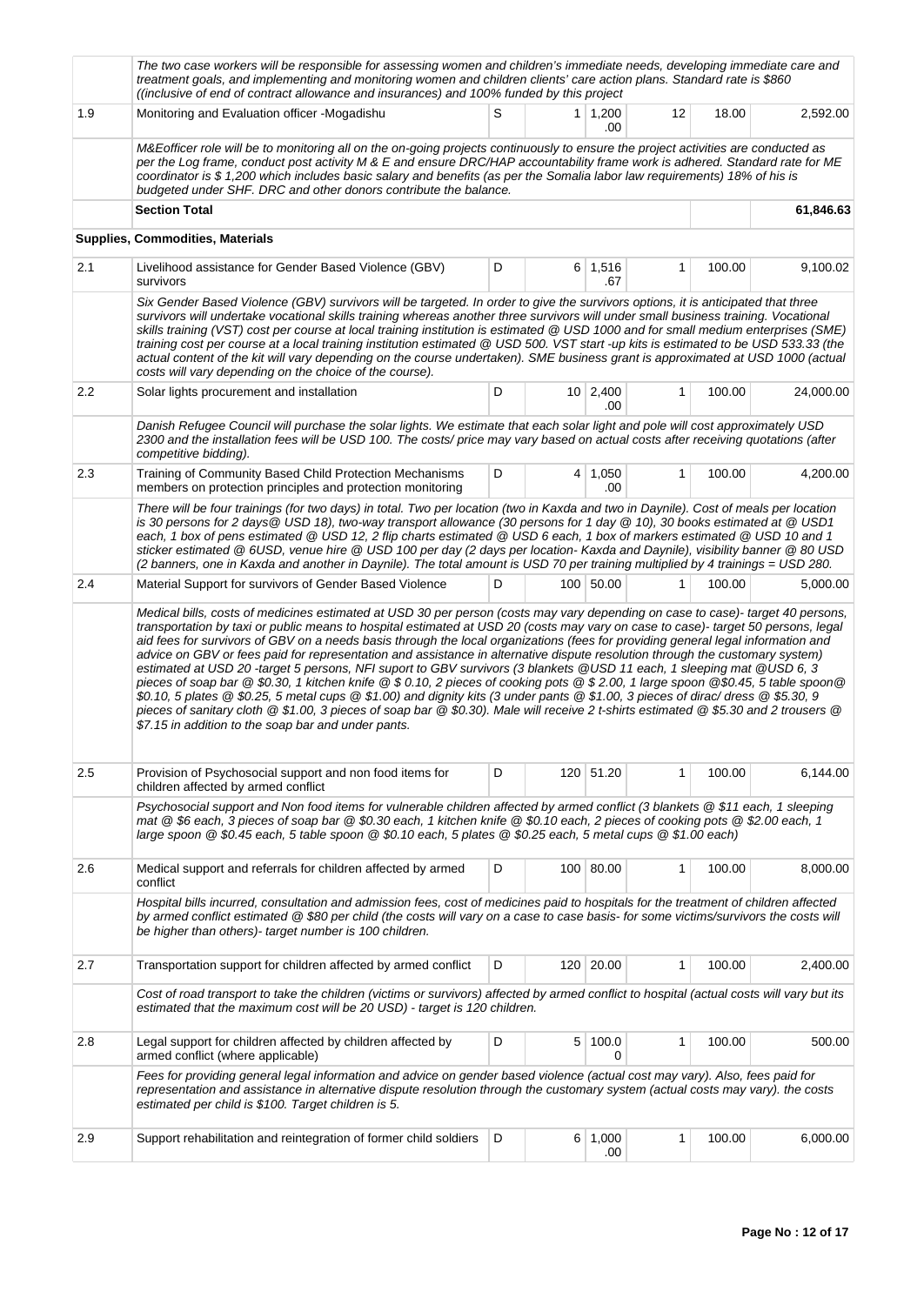| | | | | | | | |
|---|---|---|---|---|---|---|---|
| | *The two case workers will be responsible for assessing women and children's immediate needs, developing immediate care and treatment goals, and implementing and monitoring women and children clients' care action plans. Standard rate is $860 ((inclusive of end of contract allowance and insurances) and 100% funded by this project* | | | | | | |
| 1.9 | Monitoring and Evaluation officer -Mogadishu | S | 1 | 1,200.00 | 12 | 18.00 | 2,592.00 |
| | *M&Eofficer role will be to monitoring all on the on-going projects continuously to ensure the project activities are conducted as per the Log frame, conduct post activity M & E and ensure DRC/HAP accountability frame work is adhered. Standard rate for ME coordinator is $ 1,200 which includes basic salary and benefits (as per the Somalia labor law requirements) 18% of his is budgeted under SHF. DRC and other donors contribute the balance.* | | | | | | |
| | **Section Total** | | | | | | **61,846.63** |
| | **Supplies, Commodities, Materials** | | | | | | |
| 2.1 | Livelihood assistance for Gender Based Violence (GBV) survivors | D | 6 | 1,516.67 | 1 | 100.00 | 9,100.02 |
| | *Six Gender Based Violence (GBV) survivors will be targeted. In order to give the survivors options, it is anticipated that three survivors will undertake vocational skills training whereas another three survivors will under small business training. Vocational skills training (VST) cost per course at local training institution is estimated @ USD 1000 and for small medium enterprises (SME) training cost per course at a local training institution estimated @ USD 500. VST start -up kits is estimated to be USD 533.33 (the actual content of the kit will vary depending on the course undertaken). SME business grant is approximated at USD 1000 (actual costs will vary depending on the choice of the course).* | | | | | | |
| 2.2 | Solar lights procurement and installation | D | 10 | 2,400.00 | 1 | 100.00 | 24,000.00 |
| | *Danish Refugee Council will purchase the solar lights. We estimate that each solar light and pole will cost approximately USD 2300 and the installation fees will be USD 100. The costs/ price may vary based on actual costs after receiving quotations (after competitive bidding).* | | | | | | |
| 2.3 | Training of Community Based Child Protection Mechanisms members on protection principles and protection monitoring | D | 4 | 1,050.00 | 1 | 100.00 | 4,200.00 |
| | *There will be four trainings (for two days) in total. Two per location (two in Kaxda and two in Daynile). Cost of meals per location is 30 persons for 2 days@ USD 18), two-way transport allowance (30 persons for 1 day @ 10), 30 books estimated at @ USD1 each, 1 box of pens estimated @ USD 12, 2 flip charts estimated @ USD 6 each, 1 box of markers estimated @ USD 10 and 1 sticker estimated @ 6USD, venue hire @ USD 100 per day (2 days per location- Kaxda and Daynile), visibility banner @ 80 USD (2 banners, one in Kaxda and another in Daynile). The total amount is USD 70 per training multiplied by 4 trainings = USD 280.* | | | | | | |
| 2.4 | Material Support for survivors of Gender Based Violence | D | 100 | 50.00 | 1 | 100.00 | 5,000.00 |
| | *Medical bills, costs of medicines estimated at USD 30 per person (costs may vary depending on case to case)- target 40 persons, transportation by taxi or public means to hospital estimated at USD 20 (costs may vary on case to case)- target 50 persons, legal aid fees for survivors of GBV on a needs basis through the local organizations (fees for providing general legal information and advice on GBV or fees paid for representation and assistance in alternative dispute resolution through the customary system) estimated at USD 20 -target 5 persons, NFI suport to GBV survivors (3 blankets @USD 11 each, 1 sleeping mat @USD 6, 3 pieces of soap bar @ $0.30, 1 kitchen knife @ $ 0.10, 2 pieces of cooking pots @ $ 2.00, 1 large spoon @$0.45, 5 table spoon@ $0.10, 5 plates @ $0.25, 5 metal cups @ $1.00) and dignity kits (3 under pants @ $1.00, 3 pieces of dirac/ dress @ $5.30, 9 pieces of sanitary cloth @ $1.00, 3 pieces of soap bar @ $0.30). Male will receive 2 t-shirts estimated @ $5.30 and 2 trousers @ $7.15 in addition to the soap bar and under pants.* | | | | | | |
| 2.5 | Provision of Psychosocial support and non food items for children affected by armed conflict | D | 120 | 51.20 | 1 | 100.00 | 6,144.00 |
| | *Psychosocial support and Non food items for vulnerable children affected by armed conflict (3 blankets @ $11 each, 1 sleeping mat @ $6 each, 3 pieces of soap bar @ $0.30 each, 1 kitchen knife @ $0.10 each, 2 pieces of cooking pots @ $2.00 each, 1 large spoon @ $0.45 each, 5 table spoon @ $0.10 each, 5 plates @ $0.25 each, 5 metal cups @ $1.00 each)* | | | | | | |
| 2.6 | Medical support and referrals for children affected by armed conflict | D | 100 | 80.00 | 1 | 100.00 | 8,000.00 |
| | *Hospital bills incurred, consultation and admission fees, cost of medicines paid to hospitals for the treatment of children affected by armed conflict estimated @ $80 per child (the costs will vary on a case to case basis- for some victims/survivors the costs will be higher than others)- target number is 100 children.* | | | | | | |
| 2.7 | Transportation support for children affected by armed conflict | D | 120 | 20.00 | 1 | 100.00 | 2,400.00 |
| | *Cost of road transport to take the children (victims or survivors) affected by armed conflict to hospital (actual costs will vary but its estimated that the maximum cost will be 20 USD) - target is 120 children.* | | | | | | |
| 2.8 | Legal support for children affected by children affected by armed conflict (where applicable) | D | 5 | 100.00 | 1 | 100.00 | 500.00 |
| | *Fees for providing general legal information and advice on gender based violence (actual cost may vary). Also, fees paid for representation and assistance in alternative dispute resolution through the customary system (actual costs may vary). the costs estimated per child is $100. Target children is 5.* | | | | | | |
| 2.9 | Support rehabilitation and reintegration of former child soldiers | D | 6 | 1,000.00 | 1 | 100.00 | 6,000.00 |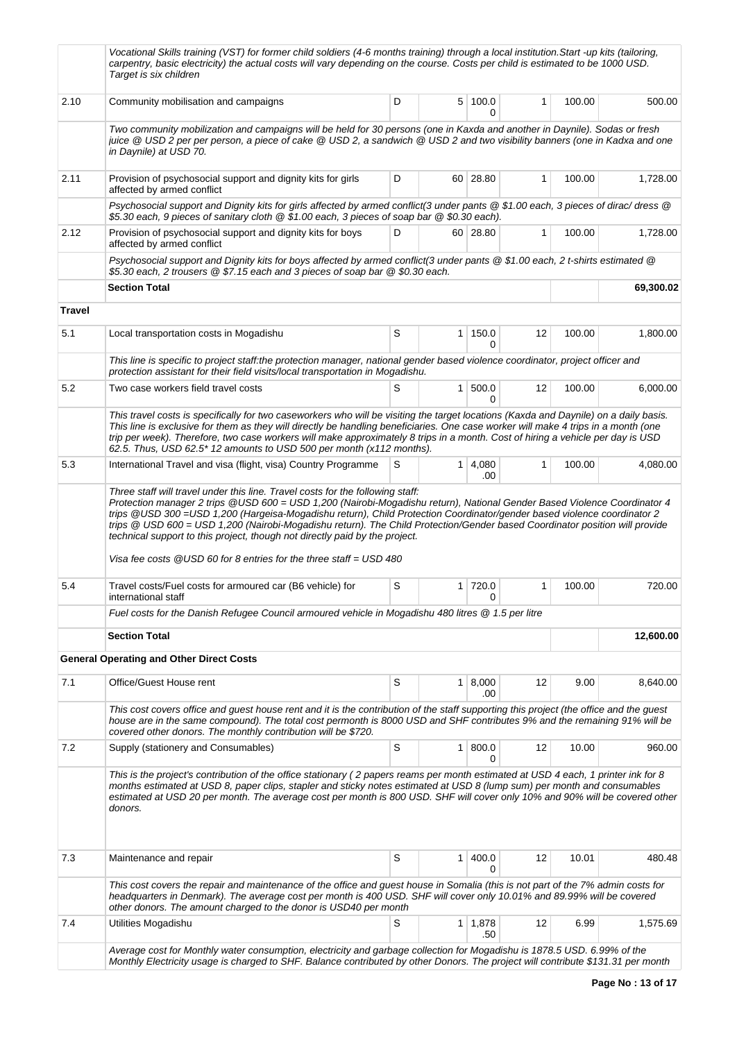| | | | | | | | |
|---|---|---|---|---|---|---|---|
| | *Vocational Skills training (VST) for former child soldiers (4-6 months training) through a local institution.Start -up kits (tailoring, carpentry, basic electricity) the actual costs will vary depending on the course. Costs per child is estimated to be 1000 USD. Target is six children* | | | | | | |
| 2.10 | Community mobilisation and campaigns | D | 5 | 100.00 | 1 | 100.00 | 500.00 |
| | *Two community mobilization and campaigns will be held for 30 persons (one in Kaxda and another in Daynile). Sodas or fresh juice @ USD 2 per per person, a piece of cake @ USD 2, a sandwich @ USD 2 and two visibility banners (one in Kadxa and one in Daynile) at USD 70.* | | | | | | |
| 2.11 | Provision of psychosocial support and dignity kits for girls affected by armed conflict | D | 60 | 28.80 | 1 | 100.00 | 1,728.00 |
| | *Psychosocial support and Dignity kits for girls affected by armed conflict(3 under pants @ $1.00 each, 3 pieces of dirac/ dress @ $5.30 each, 9 pieces of sanitary cloth @ $1.00 each, 3 pieces of soap bar @ $0.30 each).* | | | | | | |
| 2.12 | Provision of psychosocial support and dignity kits for boys affected by armed conflict | D | 60 | 28.80 | 1 | 100.00 | 1,728.00 |
| | *Psychosocial support and Dignity kits for boys affected by armed conflict(3 under pants @ $1.00 each, 2 t-shirts estimated @ $5.30 each, 2 trousers @ $7.15 each and 3 pieces of soap bar @ $0.30 each.* | | | | | | |
| | **Section Total** | | | | | | **69,300.02** |
| **Travel** | | | | | | | |
| 5.1 | Local transportation costs in Mogadishu | S | 1 | 150.00 | 12 | 100.00 | 1,800.00 |
| | *This line is specific to project staff:the protection manager, national gender based violence coordinator, project officer and protection assistant for their field visits/local transportation in Mogadishu.* | | | | | | |
| 5.2 | Two case workers field travel costs | S | 1 | 500.00 | 12 | 100.00 | 6,000.00 |
| | *This travel costs is specifically for two caseworkers who will be visiting the target locations (Kaxda and Daynile) on a daily basis. This line is exclusive for them as they will directly be handling beneficiaries. One case worker will make 4 trips in a month (one trip per week). Therefore, two case workers will make approximately 8 trips in a month. Cost of hiring a vehicle per day is USD 62.5. Thus, USD 62.5* 12 amounts to USD 500 per month (x112 months).* | | | | | | |
| 5.3 | International Travel and visa (flight, visa) Country Programme | S | 1 | 4,080.00 | 1 | 100.00 | 4,080.00 |
| | *Three staff will travel under this line. Travel costs for the following staff: Protection manager 2 trips @USD 600 = USD 1,200 (Nairobi-Mogadishu return), National Gender Based Violence Coordinator 4 trips @USD 300 =USD 1,200 (Hargeisa-Mogadishu return), Child Protection Coordinator/gender based violence coordinator 2 trips @ USD 600 = USD 1,200 (Nairobi-Mogadishu return). The Child Protection/Gender based Coordinator position will provide technical support to this project, though not directly paid by the project.*<br><br>*Visa fee costs @USD 60 for 8 entries for the three staff = USD 480* | | | | | | |
| 5.4 | Travel costs/Fuel costs for armoured car (B6 vehicle) for international staff | S | 1 | 720.00 | 1 | 100.00 | 720.00 |
| | *Fuel costs for the Danish Refugee Council armoured vehicle in Mogadishu 480 litres @ 1.5 per litre* | | | | | | |
| | **Section Total** | | | | | | **12,600.00** |
| **General Operating and Other Direct Costs** | | | | | | | |
| 7.1 | Office/Guest House rent | S | 1 | 8,000.00 | 12 | 9.00 | 8,640.00 |
| | *This cost covers office and guest house rent and it is the contribution of the staff supporting this project (the office and the guest house are in the same compound). The total cost permonth is 8000 USD and SHF contributes 9% and the remaining 91% will be covered other donors. The monthly contribution will be $720.* | | | | | | |
| 7.2 | Supply (stationery and Consumables) | S | 1 | 800.00 | 12 | 10.00 | 960.00 |
| | *This is the project's contribution of the office stationary ( 2 papers reams per month estimated at USD 4 each, 1 printer ink for 8 months estimated at USD 8, paper clips, stapler and sticky notes estimated at USD 8 (lump sum) per month and consumables estimated at USD 20 per month. The average cost per month is 800 USD. SHF will cover only 10% and 90% will be covered other donors.* | | | | | | |
| 7.3 | Maintenance and repair | S | 1 | 400.00 | 12 | 10.01 | 480.48 |
| | *This cost covers the repair and maintenance of the office and guest house in Somalia (this is not part of the 7% admin costs for headquarters in Denmark). The average cost per month is 400 USD. SHF will cover only 10.01% and 89.99% will be covered other donors. The amount charged to the donor is USD40 per month* | | | | | | |
| 7.4 | Utilities Mogadishu | S | 1 | 1,878.50 | 12 | 6.99 | 1,575.69 |
| | *Average cost for Monthly water consumption, electricity and garbage collection for Mogadishu is 1878.5 USD. 6.99% of the Monthly Electricity usage is charged to SHF. Balance contributed by other Donors. The project will contribute $131.31 per month* | | | | | | |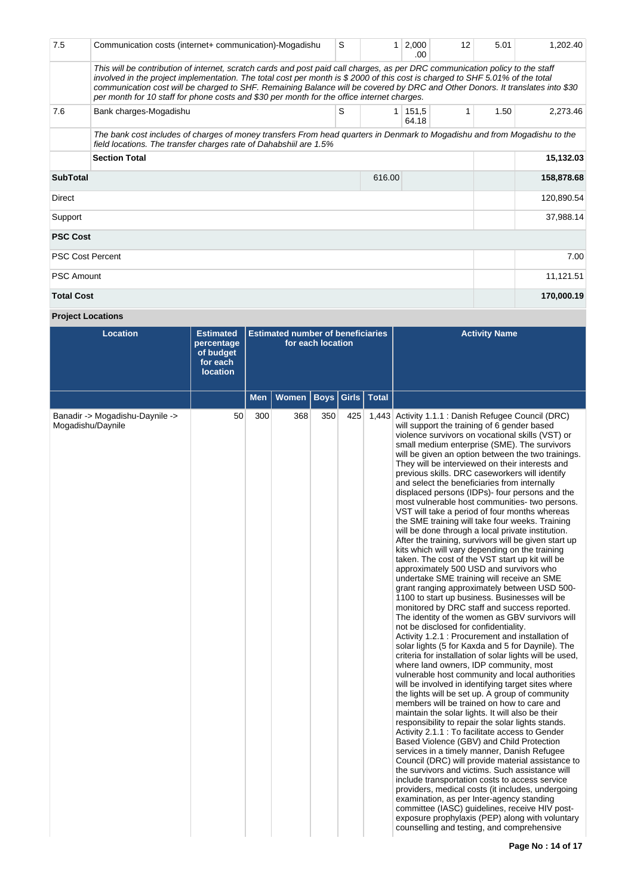| 7.5 | Communication costs (internet+ communication)-Mogadishu | S | 1 | 2,000.00 | 12 | 5.01 | 1,202.40 |
|---|---|---|---|---|---|---|---|
| | *This will be contribution of internet, scratch cards and post paid call charges, as per DRC communication policy to the staff involved in the project implementation. The total cost per month is $ 2000 of this cost is charged to SHF 5.01% of the total communication cost will be charged to SHF. Remaining Balance will be covered by DRC and Other Donors. It translates into $30 per month for 10 staff for phone costs and $30 per month for the office internet charges.* | | | | | | |
| 7.6 | Bank charges-Mogadishu | S | 1 | 151,564.18 | 1 | 1.50 | 2,273.46 |
| | *The bank cost includes of charges of money transfers From head quarters in Denmark to Mogadishu and from Mogadishu to the field locations. The transfer charges rate of Dahabshiil are 1.5%* | | | | | | |
| | **Section Total** | | | | | | **15,132.03** |
| **SubTotal** | | | 616.00 | | | | **158,878.68** |
| Direct | | | | | | | 120,890.54 |
| Support | | | | | | | 37,988.14 |
| **PSC Cost** | | | | | | | |
| PSC Cost Percent | | | | | | | 7.00 |
| PSC Amount | | | | | | | 11,121.51 |
| **Total Cost** | | | | | | | **170,000.19** |

**Project Locations**

| Location | Estimated percentage of budget for each location | Estimated number of beneficiaries for each location | | | | | Activity Name |
|---|---|---|---|---|---|---|---|
| | | Men | Women | Boys | Girls | Total | |
| Banadir -> Mogadishu-Daynile -> Mogadishu/Daynile | 50 | 300 | 368 | 350 | 425 | 1,443 | Activity 1.1.1 : Danish Refugee Council (DRC) will support the training of 6 gender based violence survivors on vocational skills (VST) or small medium enterprise (SME). The survivors will be given an option between the two trainings. They will be interviewed on their interests and previous skills. DRC caseworkers will identify and select the beneficiaries from internally displaced persons (IDPs)- four persons and the most vulnerable host communities- two persons. VST will take a period of four months whereas the SME training will take four weeks. Training will be done through a local private institution. After the training, survivors will be given start up kits which will vary depending on the training taken. The cost of the VST start up kit will be approximately 500 USD and survivors who undertake SME training will receive an SME grant ranging approximately between USD 500-1100 to start up business. Businesses will be monitored by DRC staff and success reported. The identity of the women as GBV survivors will not be disclosed for confidentiality.<br>Activity 1.2.1 : Procurement and installation of solar lights (5 for Kaxda and 5 for Daynile). The criteria for installation of solar lights will be used, where land owners, IDP community, most vulnerable host community and local authorities will be involved in identifying target sites where the lights will be set up. A group of community members will be trained on how to care and maintain the solar lights. It will also be their responsibility to repair the solar lights stands.<br>Activity 2.1.1 : To facilitate access to Gender Based Violence (GBV) and Child Protection services in a timely manner, Danish Refugee Council (DRC) will provide material assistance to the survivors and victims. Such assistance will include transportation costs to access service providers, medical costs (it includes, undergoing examination, as per Inter-agency standing committee (IASC) guidelines, receive HIV post-exposure prophylaxis (PEP) along with voluntary counselling and testing, and comprehensive |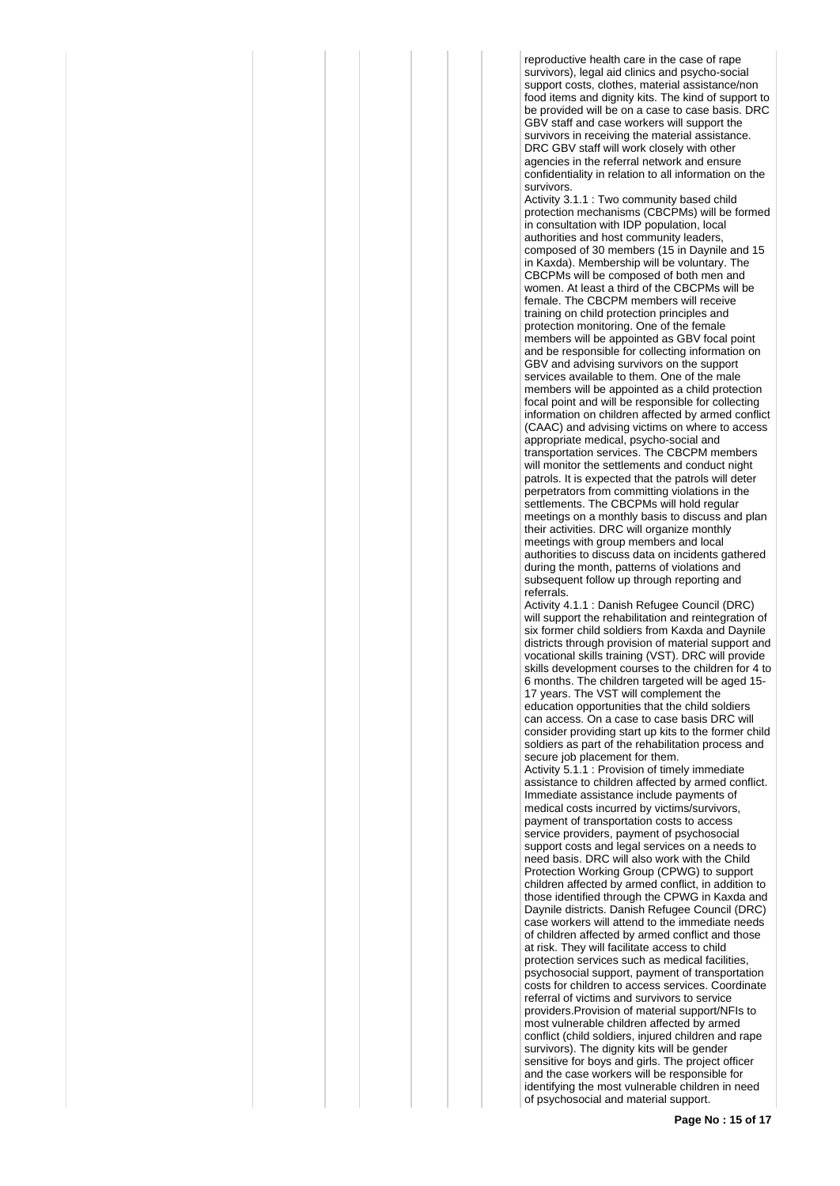reproductive health care in the case of rape survivors), legal aid clinics and psycho-social support costs, clothes, material assistance/non food items and dignity kits. The kind of support to be provided will be on a case to case basis. DRC GBV staff and case workers will support the survivors in receiving the material assistance. DRC GBV staff will work closely with other agencies in the referral network and ensure confidentiality in relation to all information on the survivors.

Activity 3.1.1 : Two community based child protection mechanisms (CBCPMs) will be formed in consultation with IDP population, local authorities and host community leaders, composed of 30 members (15 in Daynile and 15 in Kaxda). Membership will be voluntary. The CBCPMs will be composed of both men and women. At least a third of the CBCPMs will be female. The CBCPM members will receive training on child protection principles and protection monitoring. One of the female members will be appointed as GBV focal point and be responsible for collecting information on GBV and advising survivors on the support services available to them. One of the male members will be appointed as a child protection focal point and will be responsible for collecting information on children affected by armed conflict (CAAC) and advising victims on where to access appropriate medical, psycho-social and transportation services. The CBCPM members will monitor the settlements and conduct night patrols. It is expected that the patrols will deter perpetrators from committing violations in the settlements. The CBCPMs will hold regular meetings on a monthly basis to discuss and plan their activities. DRC will organize monthly meetings with group members and local authorities to discuss data on incidents gathered during the month, patterns of violations and subsequent follow up through reporting and referrals.

Activity 4.1.1 : Danish Refugee Council (DRC) will support the rehabilitation and reintegration of six former child soldiers from Kaxda and Daynile districts through provision of material support and vocational skills training (VST). DRC will provide skills development courses to the children for 4 to 6 months. The children targeted will be aged 15-17 years. The VST will complement the education opportunities that the child soldiers can access. On a case to case basis DRC will consider providing start up kits to the former child soldiers as part of the rehabilitation process and secure job placement for them.

Activity 5.1.1 : Provision of timely immediate assistance to children affected by armed conflict. Immediate assistance include payments of medical costs incurred by victims/survivors, payment of transportation costs to access service providers, payment of psychosocial support costs and legal services on a needs to need basis. DRC will also work with the Child Protection Working Group (CPWG) to support children affected by armed conflict, in addition to those identified through the CPWG in Kaxda and Daynile districts. Danish Refugee Council (DRC) case workers will attend to the immediate needs of children affected by armed conflict and those at risk. They will facilitate access to child protection services such as medical facilities, psychosocial support, payment of transportation costs for children to access services. Coordinate referral of victims and survivors to service providers.Provision of material support/NFIs to most vulnerable children affected by armed conflict (child soldiers, injured children and rape survivors). The dignity kits will be gender sensitive for boys and girls. The project officer and the case workers will be responsible for identifying the most vulnerable children in need of psychosocial and material support.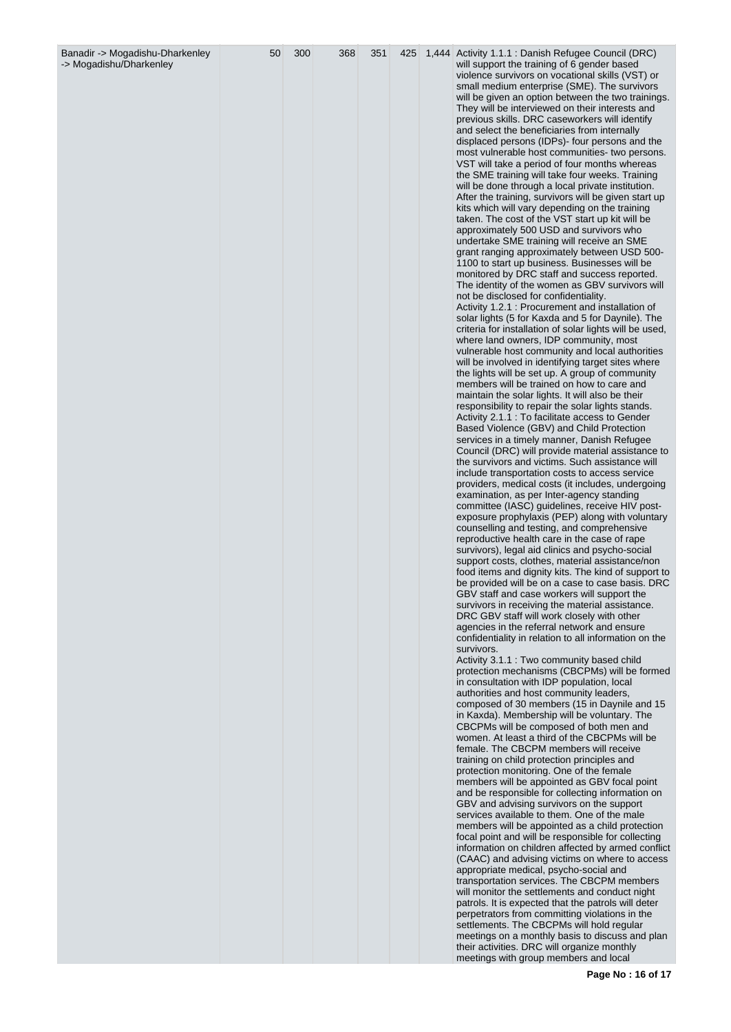| Banadir -> Mogadishu-Dharkenley -> Mogadishu/Dharkenley | 50 | 300 | 368 | 351 | 425 | 1,444 | Activity 1.1.1 : Danish Refugee Council (DRC) will support the training of 6 gender based violence survivors on vocational skills (VST) or small medium enterprise (SME). The survivors will be given an option between the two trainings. They will be interviewed on their interests and previous skills. DRC caseworkers will identify and select the beneficiaries from internally displaced persons (IDPs)- four persons and the most vulnerable host communities- two persons. VST will take a period of four months whereas the SME training will take four weeks. Training will be done through a local private institution. After the training, survivors will be given start up kits which will vary depending on the training taken. The cost of the VST start up kit will be approximately 500 USD and survivors who undertake SME training will receive an SME grant ranging approximately between USD 500-1100 to start up business. Businesses will be monitored by DRC staff and success reported. The identity of the women as GBV survivors will not be disclosed for confidentiality.<br>Activity 1.2.1 : Procurement and installation of solar lights (5 for Kaxda and 5 for Daynile). The criteria for installation of solar lights will be used, where land owners, IDP community, most vulnerable host community and local authorities will be involved in identifying target sites where the lights will be set up. A group of community members will be trained on how to care and maintain the solar lights. It will also be their responsibility to repair the solar lights stands.<br>Activity 2.1.1 : To facilitate access to Gender Based Violence (GBV) and Child Protection services in a timely manner, Danish Refugee Council (DRC) will provide material assistance to the survivors and victims. Such assistance will include transportation costs to access service providers, medical costs (it includes, undergoing examination, as per Inter-agency standing committee (IASC) guidelines, receive HIV post-exposure prophylaxis (PEP) along with voluntary counselling and testing, and comprehensive reproductive health care in the case of rape survivors), legal aid clinics and psycho-social support costs, clothes, material assistance/non food items and dignity kits. The kind of support to be provided will be on a case to case basis. DRC GBV staff and case workers will support the survivors in receiving the material assistance. DRC GBV staff will work closely with other agencies in the referral network and ensure confidentiality in relation to all information on the survivors.<br>Activity 3.1.1 : Two community based child protection mechanisms (CBCPMs) will be formed in consultation with IDP population, local authorities and host community leaders, composed of 30 members (15 in Daynile and 15 in Kaxda). Membership will be voluntary. The CBCPMs will be composed of both men and women. At least a third of the CBCPMs will be female. The CBCPM members will receive training on child protection principles and protection monitoring. One of the female members will be appointed as GBV focal point and be responsible for collecting information on GBV and advising survivors on the support services available to them. One of the male members will be appointed as a child protection focal point and will be responsible for collecting information on children affected by armed conflict (CAAC) and advising victims on where to access appropriate medical, psycho-social and transportation services. The CBCPM members will monitor the settlements and conduct night patrols. It is expected that the patrols will deter perpetrators from committing violations in the settlements. The CBCPMs will hold regular meetings on a monthly basis to discuss and plan their activities. DRC will organize monthly meetings with group members and local |
|---|---|---|---|---|---|---|---|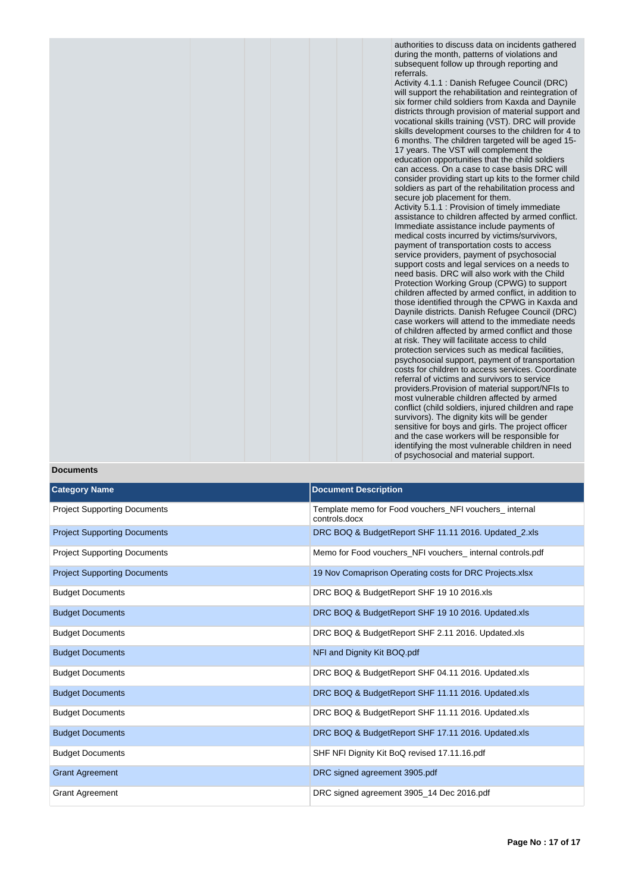| | | | | | | | |
|---|---|---|---|---|---|---|---|
| | | | | | | | authorities to discuss data on incidents gathered during the month, patterns of violations and subsequent follow up through reporting and referrals.<br>Activity 4.1.1 : Danish Refugee Council (DRC) will support the rehabilitation and reintegration of six former child soldiers from Kaxda and Daynile districts through provision of material support and vocational skills training (VST). DRC will provide skills development courses to the children for 4 to 6 months. The children targeted will be aged 15-17 years. The VST will complement the education opportunities that the child soldiers can access. On a case to case basis DRC will consider providing start up kits to the former child soldiers as part of the rehabilitation process and secure job placement for them.<br>Activity 5.1.1 : Provision of timely immediate assistance to children affected by armed conflict. Immediate assistance include payments of medical costs incurred by victims/survivors, payment of transportation costs to access service providers, payment of psychosocial support costs and legal services on a needs to need basis. DRC will also work with the Child Protection Working Group (CPWG) to support children affected by armed conflict, in addition to those identified through the CPWG in Kaxda and Daynile districts. Danish Refugee Council (DRC) case workers will attend to the immediate needs of children affected by armed conflict and those at risk. They will facilitate access to child protection services such as medical facilities, psychosocial support, payment of transportation costs for children to access services. Coordinate referral of victims and survivors to service providers.Provision of material support/NFIs to most vulnerable children affected by armed conflict (child soldiers, injured children and rape survivors). The dignity kits will be gender sensitive for boys and girls. The project officer and the case workers will be responsible for identifying the most vulnerable children in need of psychosocial and material support. |

**Documents**

| Category Name | Document Description |
|---|---|
| Project Supporting Documents | Template memo for Food vouchers_NFI vouchers_ internal controls.docx |
| Project Supporting Documents | DRC BOQ & BudgetReport SHF 11.11 2016. Updated_2.xls |
| Project Supporting Documents | Memo for Food vouchers_NFI vouchers_ internal controls.pdf |
| Project Supporting Documents | 19 Nov Comaprison Operating costs for DRC Projects.xlsx |
| Budget Documents | DRC BOQ & BudgetReport SHF 19 10 2016.xls |
| Budget Documents | DRC BOQ & BudgetReport SHF 19 10 2016. Updated.xls |
| Budget Documents | DRC BOQ & BudgetReport SHF 2.11 2016. Updated.xls |
| Budget Documents | NFI and Dignity Kit BOQ.pdf |
| Budget Documents | DRC BOQ & BudgetReport SHF 04.11 2016. Updated.xls |
| Budget Documents | DRC BOQ & BudgetReport SHF 11.11 2016. Updated.xls |
| Budget Documents | DRC BOQ & BudgetReport SHF 11.11 2016. Updated.xls |
| Budget Documents | DRC BOQ & BudgetReport SHF 17.11 2016. Updated.xls |
| Budget Documents | SHF NFI Dignity Kit BoQ revised 17.11.16.pdf |
| Grant Agreement | DRC signed agreement 3905.pdf |
| Grant Agreement | DRC signed agreement 3905_14 Dec 2016.pdf |